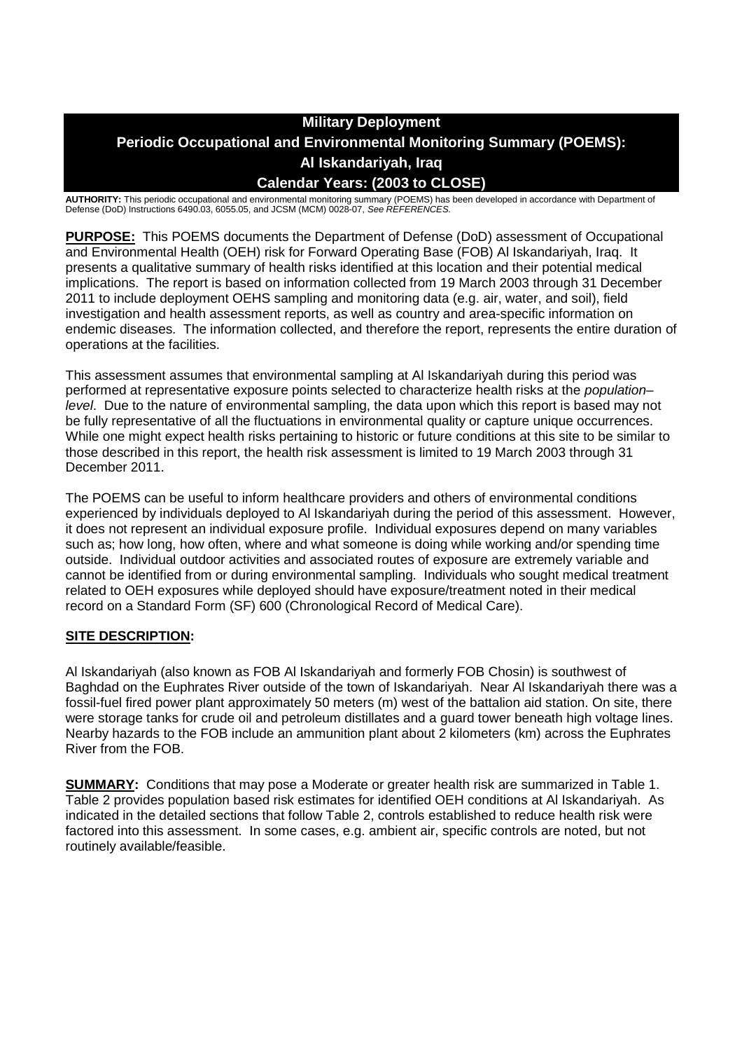# Military Deployment
# Periodic Occupational and Environmental Monitoring Summary (POEMS): Al Iskandariyah, Iraq
# Calendar Years: (2003 to CLOSE)

**AUTHORITY:** This periodic occupational and environmental monitoring summary (POEMS) has been developed in accordance with Department of Defense (DoD) Instructions 6490.03, 6055.05, and JCSM (MCM) 0028-07, *See REFERENCES.*

**PURPOSE:** This POEMS documents the Department of Defense (DoD) assessment of Occupational and Environmental Health (OEH) risk for Forward Operating Base (FOB) Al Iskandariyah, Iraq. It presents a qualitative summary of health risks identified at this location and their potential medical implications. The report is based on information collected from 19 March 2003 through 31 December 2011 to include deployment OEHS sampling and monitoring data (e.g. air, water, and soil), field investigation and health assessment reports, as well as country and area-specific information on endemic diseases. The information collected, and therefore the report, represents the entire duration of operations at the facilities.

This assessment assumes that environmental sampling at Al Iskandariyah during this period was performed at representative exposure points selected to characterize health risks at the *population–level*. Due to the nature of environmental sampling, the data upon which this report is based may not be fully representative of all the fluctuations in environmental quality or capture unique occurrences. While one might expect health risks pertaining to historic or future conditions at this site to be similar to those described in this report, the health risk assessment is limited to 19 March 2003 through 31 December 2011.

The POEMS can be useful to inform healthcare providers and others of environmental conditions experienced by individuals deployed to Al Iskandariyah during the period of this assessment. However, it does not represent an individual exposure profile. Individual exposures depend on many variables such as; how long, how often, where and what someone is doing while working and/or spending time outside. Individual outdoor activities and associated routes of exposure are extremely variable and cannot be identified from or during environmental sampling. Individuals who sought medical treatment related to OEH exposures while deployed should have exposure/treatment noted in their medical record on a Standard Form (SF) 600 (Chronological Record of Medical Care).

**SITE DESCRIPTION:**

Al Iskandariyah (also known as FOB Al Iskandariyah and formerly FOB Chosin) is southwest of Baghdad on the Euphrates River outside of the town of Iskandariyah. Near Al Iskandariyah there was a fossil-fuel fired power plant approximately 50 meters (m) west of the battalion aid station. On site, there were storage tanks for crude oil and petroleum distillates and a guard tower beneath high voltage lines. Nearby hazards to the FOB include an ammunition plant about 2 kilometers (km) across the Euphrates River from the FOB.

**SUMMARY:** Conditions that may pose a Moderate or greater health risk are summarized in Table 1. Table 2 provides population based risk estimates for identified OEH conditions at Al Iskandariyah. As indicated in the detailed sections that follow Table 2, controls established to reduce health risk were factored into this assessment. In some cases, e.g. ambient air, specific controls are noted, but not routinely available/feasible.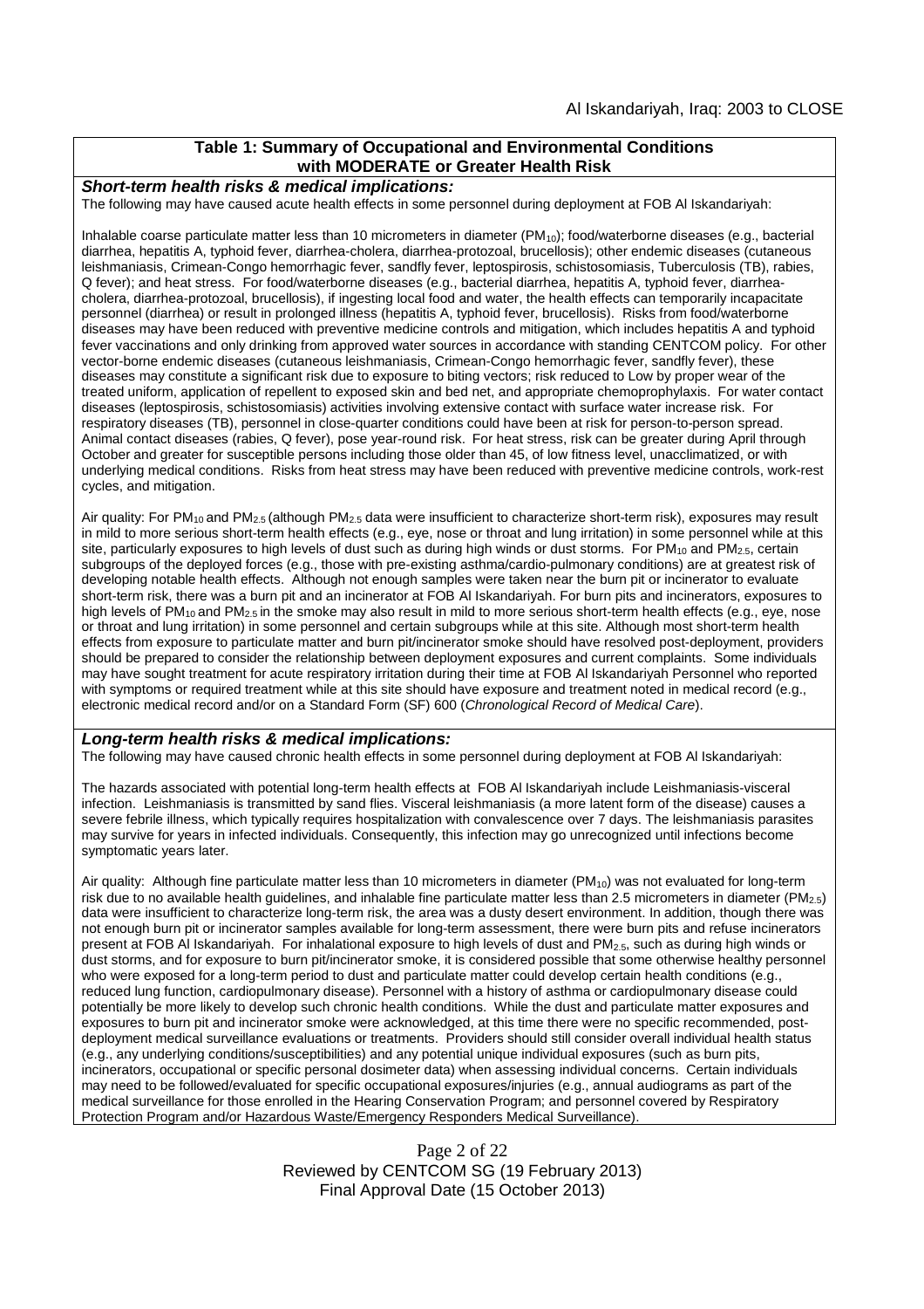**Table 1: Summary of Occupational and Environmental Conditions with MODERATE or Greater Health Risk**

***Short-term health risks & medical implications:***

The following may have caused acute health effects in some personnel during deployment at FOB Al Iskandariyah:

Inhalable coarse particulate matter less than 10 micrometers in diameter ($PM_{10}$); food/waterborne diseases (e.g., bacterial diarrhea, hepatitis A, typhoid fever, diarrhea-cholera, diarrhea-protozoal, brucellosis); other endemic diseases (cutaneous leishmaniasis, Crimean-Congo hemorrhagic fever, sandfly fever, leptospirosis, schistosomiasis, Tuberculosis (TB), rabies, Q fever); and heat stress. For food/waterborne diseases (e.g., bacterial diarrhea, hepatitis A, typhoid fever, diarrhea-cholera, diarrhea-protozoal, brucellosis), if ingesting local food and water, the health effects can temporarily incapacitate personnel (diarrhea) or result in prolonged illness (hepatitis A, typhoid fever, brucellosis). Risks from food/waterborne diseases may have been reduced with preventive medicine controls and mitigation, which includes hepatitis A and typhoid fever vaccinations and only drinking from approved water sources in accordance with standing CENTCOM policy. For other vector-borne endemic diseases (cutaneous leishmaniasis, Crimean-Congo hemorrhagic fever, sandfly fever), these diseases may constitute a significant risk due to exposure to biting vectors; risk reduced to Low by proper wear of the treated uniform, application of repellent to exposed skin and bed net, and appropriate chemoprophylaxis. For water contact diseases (leptospirosis, schistosomiasis) activities involving extensive contact with surface water increase risk. For respiratory diseases (TB), personnel in close-quarter conditions could have been at risk for person-to-person spread. Animal contact diseases (rabies, Q fever), pose year-round risk. For heat stress, risk can be greater during April through October and greater for susceptible persons including those older than 45, of low fitness level, unacclimatized, or with underlying medical conditions. Risks from heat stress may have been reduced with preventive medicine controls, work-rest cycles, and mitigation.

Air quality: For $PM_{10}$ and $PM_{2.5}$ (although $PM_{2.5}$ data were insufficient to characterize short-term risk), exposures may result in mild to more serious short-term health effects (e.g., eye, nose or throat and lung irritation) in some personnel while at this site, particularly exposures to high levels of dust such as during high winds or dust storms. For $PM_{10}$ and $PM_{2.5}$, certain subgroups of the deployed forces (e.g., those with pre-existing asthma/cardio-pulmonary conditions) are at greatest risk of developing notable health effects. Although not enough samples were taken near the burn pit or incinerator to evaluate short-term risk, there was a burn pit and an incinerator at FOB Al Iskandariyah. For burn pits and incinerators, exposures to high levels of $PM_{10}$ and $PM_{2.5}$ in the smoke may also result in mild to more serious short-term health effects (e.g., eye, nose or throat and lung irritation) in some personnel and certain subgroups while at this site. Although most short-term health effects from exposure to particulate matter and burn pit/incinerator smoke should have resolved post-deployment, providers should be prepared to consider the relationship between deployment exposures and current complaints. Some individuals may have sought treatment for acute respiratory irritation during their time at FOB Al Iskandariyah Personnel who reported with symptoms or required treatment while at this site should have exposure and treatment noted in medical record (e.g., electronic medical record and/or on a Standard Form (SF) 600 (*Chronological Record of Medical Care*).

***Long-term health risks & medical implications:***

The following may have caused chronic health effects in some personnel during deployment at FOB Al Iskandariyah:

The hazards associated with potential long-term health effects at FOB Al Iskandariyah include Leishmaniasis-visceral infection. Leishmaniasis is transmitted by sand flies. Visceral leishmaniasis (a more latent form of the disease) causes a severe febrile illness, which typically requires hospitalization with convalescence over 7 days. The leishmaniasis parasites may survive for years in infected individuals. Consequently, this infection may go unrecognized until infections become symptomatic years later.

Air quality: Although fine particulate matter less than 10 micrometers in diameter ($PM_{10}$) was not evaluated for long-term risk due to no available health guidelines, and inhalable fine particulate matter less than 2.5 micrometers in diameter ($PM_{2.5}$) data were insufficient to characterize long-term risk, the area was a dusty desert environment. In addition, though there was not enough burn pit or incinerator samples available for long-term assessment, there were burn pits and refuse incinerators present at FOB Al Iskandariyah. For inhalational exposure to high levels of dust and $PM_{2.5}$, such as during high winds or dust storms, and for exposure to burn pit/incinerator smoke, it is considered possible that some otherwise healthy personnel who were exposed for a long-term period to dust and particulate matter could develop certain health conditions (e.g., reduced lung function, cardiopulmonary disease). Personnel with a history of asthma or cardiopulmonary disease could potentially be more likely to develop such chronic health conditions. While the dust and particulate matter exposures and exposures to burn pit and incinerator smoke were acknowledged, at this time there were no specific recommended, post-deployment medical surveillance evaluations or treatments. Providers should still consider overall individual health status (e.g., any underlying conditions/susceptibilities) and any potential unique individual exposures (such as burn pits, incinerators, occupational or specific personal dosimeter data) when assessing individual concerns. Certain individuals may need to be followed/evaluated for specific occupational exposures/injuries (e.g., annual audiograms as part of the medical surveillance for those enrolled in the Hearing Conservation Program; and personnel covered by Respiratory Protection Program and/or Hazardous Waste/Emergency Responders Medical Surveillance).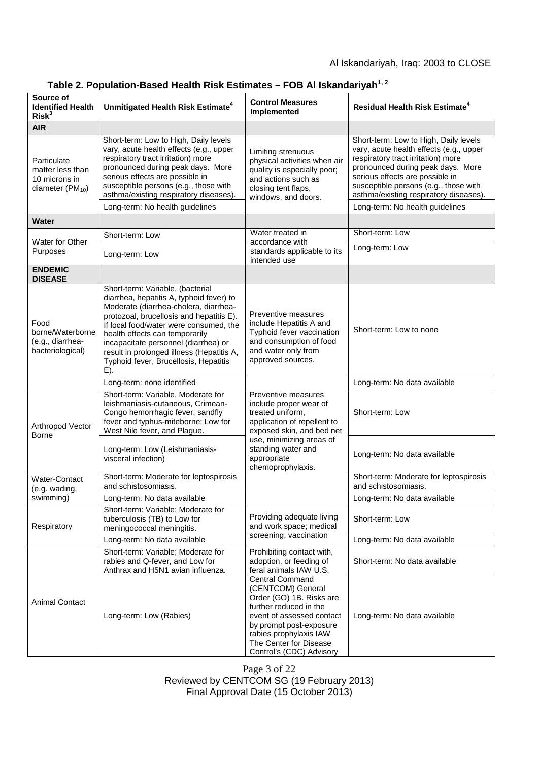**Table 2. Population-Based Health Risk Estimates – FOB Al Iskandariyah[1, 2]**

| Source of Identified Health Risk[3] | Unmitigated Health Risk Estimate[4] | Control Measures Implemented | Residual Health Risk Estimate[4] |
|---|---|---|---|
| **AIR** | | | |
| Particulate matter less than 10 microns in diameter ($PM_{10}$) | Short-term: Low to High, Daily levels vary, acute health effects (e.g., upper respiratory tract irritation) more pronounced during peak days. More serious effects are possible in susceptible persons (e.g., those with asthma/existing respiratory diseases). | Limiting strenuous physical activities when air quality is especially poor; and actions such as closing tent flaps, windows, and doors. | Short-term: Low to High, Daily levels vary, acute health effects (e.g., upper respiratory tract irritation) more pronounced during peak days. More serious effects are possible in susceptible persons (e.g., those with asthma/existing respiratory diseases). |
| | Long-term: No health guidelines | | Long-term: No health guidelines |
| **Water** | | | |
| Water for Other Purposes | Short-term: Low | Water treated in accordance with standards applicable to its intended use | Short-term: Low |
| | Long-term: Low | | Long-term: Low |
| **ENDEMIC DISEASE** | | | |
| Food borne/Waterborne (e.g., diarrhea-bacteriological) | Short-term: Variable, (bacterial diarrhea, hepatitis A, typhoid fever) to Moderate (diarrhea-cholera, diarrhea-protozoal, brucellosis and hepatitis E). If local food/water were consumed, the health effects can temporarily incapacitate personnel (diarrhea) or result in prolonged illness (Hepatitis A, Typhoid fever, Brucellosis, Hepatitis E). | Preventive measures include Hepatitis A and Typhoid fever vaccination and consumption of food and water only from approved sources. | Short-term: Low to none |
| | Long-term: none identified | | Long-term: No data available |
| Arthropod Vector Borne | Short-term: Variable, Moderate for leishmaniasis-cutaneous, Crimean-Congo hemorrhagic fever, sandfly fever and typhus-miteborne; Low for West Nile fever, and Plague. | Preventive measures include proper wear of treated uniform, application of repellent to exposed skin, and bed net use, minimizing areas of standing water and appropriate chemoprophylaxis. | Short-term: Low |
| | Long-term: Low (Leishmaniasis-visceral infection) | | Long-term: No data available |
| Water-Contact (e.g. wading, swimming) | Short-term: Moderate for leptospirosis and schistosomiasis. | | Short-term: Moderate for leptospirosis and schistosomiasis. |
| | Long-term: No data available | | Long-term: No data available |
| Respiratory | Short-term: Variable; Moderate for tuberculosis (TB) to Low for meningococcal meningitis. | Providing adequate living and work space; medical screening; vaccination | Short-term: Low |
| | Long-term: No data available | | Long-term: No data available |
| Animal Contact | Short-term: Variable; Moderate for rabies and Q-fever, and Low for Anthrax and H5N1 avian influenza. | Prohibiting contact with, adoption, or feeding of feral animals IAW U.S. Central Command (CENTCOM) General Order (GO) 1B. Risks are further reduced in the event of assessed contact by prompt post-exposure rabies prophylaxis IAW The Center for Disease Control's (CDC) Advisory | Short-term: No data available |
| | Long-term: Low (Rabies) | | Long-term: No data available |

Reviewed by CENTCOM SG (19 February 2013)
Final Approval Date (15 October 2013)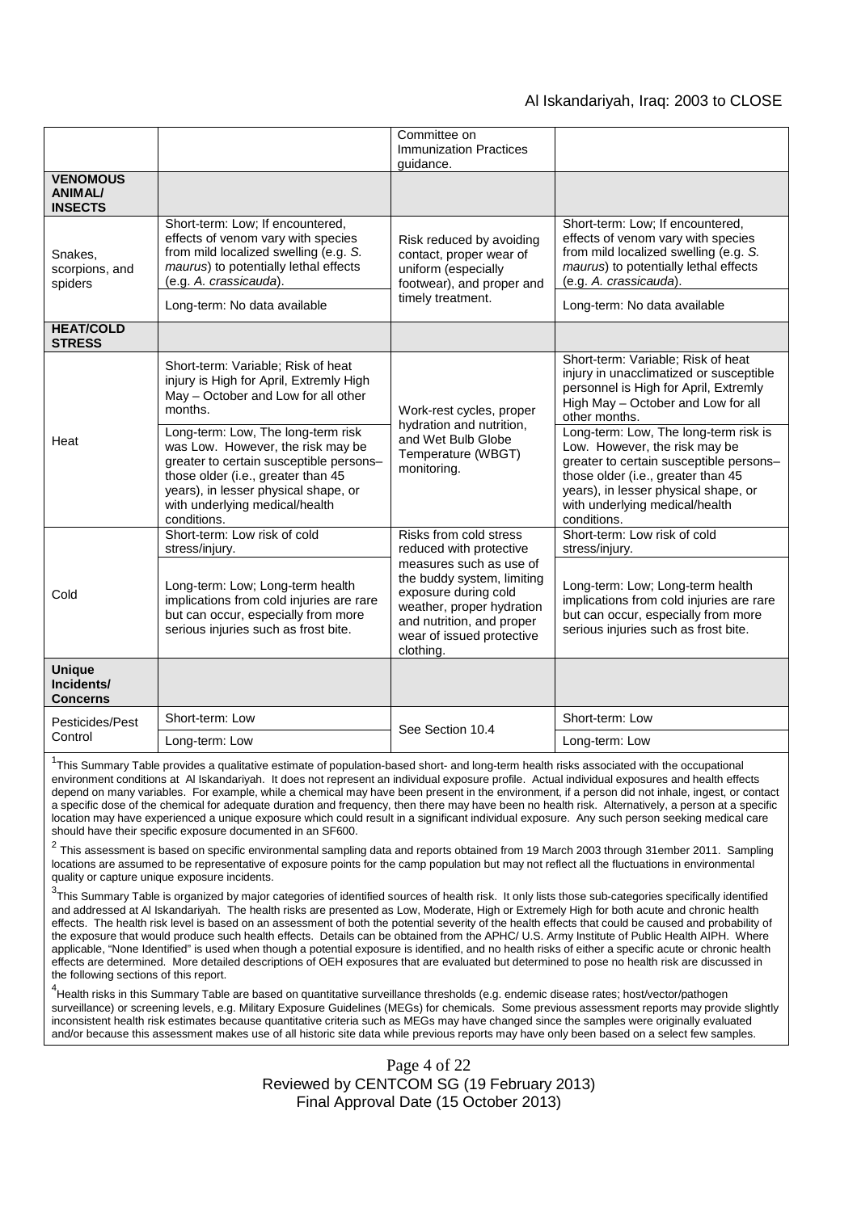| | | | |
|---|---|---|---|
| | | Committee on Immunization Practices guidance. | |
| **VENOMOUS ANIMAL/ INSECTS** | | | |
| Snakes, scorpions, and spiders | Short-term: Low; If encountered, effects of venom vary with species from mild localized swelling (e.g. *S. maurus*) to potentially lethal effects (e.g. *A. crassicauda*). | Risk reduced by avoiding contact, proper wear of uniform (especially footwear), and proper and timely treatment. | Short-term: Low; If encountered, effects of venom vary with species from mild localized swelling (e.g. *S. maurus*) to potentially lethal effects (e.g. *A. crassicauda*). |
| | Long-term: No data available | | Long-term: No data available |
| **HEAT/COLD STRESS** | | | |
| Heat | Short-term: Variable; Risk of heat injury is High for April, Extremly High May – October and Low for all other months. | Work-rest cycles, proper hydration and nutrition, and Wet Bulb Globe Temperature (WBGT) monitoring. | Short-term: Variable; Risk of heat injury in unacclimatized or susceptible personnel is High for April, Extremly High May – October and Low for all other months. |
| | Long-term: Low, The long-term risk was Low. However, the risk may be greater to certain susceptible persons–those older (i.e., greater than 45 years), in lesser physical shape, or with underlying medical/health conditions. | | Long-term: Low, The long-term risk is Low. However, the risk may be greater to certain susceptible persons–those older (i.e., greater than 45 years), in lesser physical shape, or with underlying medical/health conditions. |
| Cold | Short-term: Low risk of cold stress/injury. | Risks from cold stress reduced with protective measures such as use of the buddy system, limiting exposure during cold weather, proper hydration and nutrition, and proper wear of issued protective clothing. | Short-term: Low risk of cold stress/injury. |
| | Long-term: Low; Long-term health implications from cold injuries are rare but can occur, especially from more serious injuries such as frost bite. | | Long-term: Low; Long-term health implications from cold injuries are rare but can occur, especially from more serious injuries such as frost bite. |
| **Unique Incidents/ Concerns** | | | |
| Pesticides/Pest Control | Short-term: Low | See Section 10.4 | Short-term: Low |
| | Long-term: Low | | Long-term: Low |

[1]This Summary Table provides a qualitative estimate of population-based short- and long-term health risks associated with the occupational environment conditions at Al Iskandariyah. It does not represent an individual exposure profile. Actual individual exposures and health effects depend on many variables. For example, while a chemical may have been present in the environment, if a person did not inhale, ingest, or contact a specific dose of the chemical for adequate duration and frequency, then there may have been no health risk. Alternatively, a person at a specific location may have experienced a unique exposure which could result in a significant individual exposure. Any such person seeking medical care should have their specific exposure documented in an SF600.

[2] This assessment is based on specific environmental sampling data and reports obtained from 19 March 2003 through 31ember 2011. Sampling locations are assumed to be representative of exposure points for the camp population but may not reflect all the fluctuations in environmental quality or capture unique exposure incidents.

[3]This Summary Table is organized by major categories of identified sources of health risk. It only lists those sub-categories specifically identified and addressed at Al Iskandariyah. The health risks are presented as Low, Moderate, High or Extremely High for both acute and chronic health effects. The health risk level is based on an assessment of both the potential severity of the health effects that could be caused and probability of the exposure that would produce such health effects. Details can be obtained from the APHC/ U.S. Army Institute of Public Health AIPH. Where applicable, "None Identified" is used when though a potential exposure is identified, and no health risks of either a specific acute or chronic health effects are determined. More detailed descriptions of OEH exposures that are evaluated but determined to pose no health risk are discussed in the following sections of this report.

[4]Health risks in this Summary Table are based on quantitative surveillance thresholds (e.g. endemic disease rates; host/vector/pathogen surveillance) or screening levels, e.g. Military Exposure Guidelines (MEGs) for chemicals. Some previous assessment reports may provide slightly inconsistent health risk estimates because quantitative criteria such as MEGs may have changed since the samples were originally evaluated and/or because this assessment makes use of all historic site data while previous reports may have only been based on a select few samples.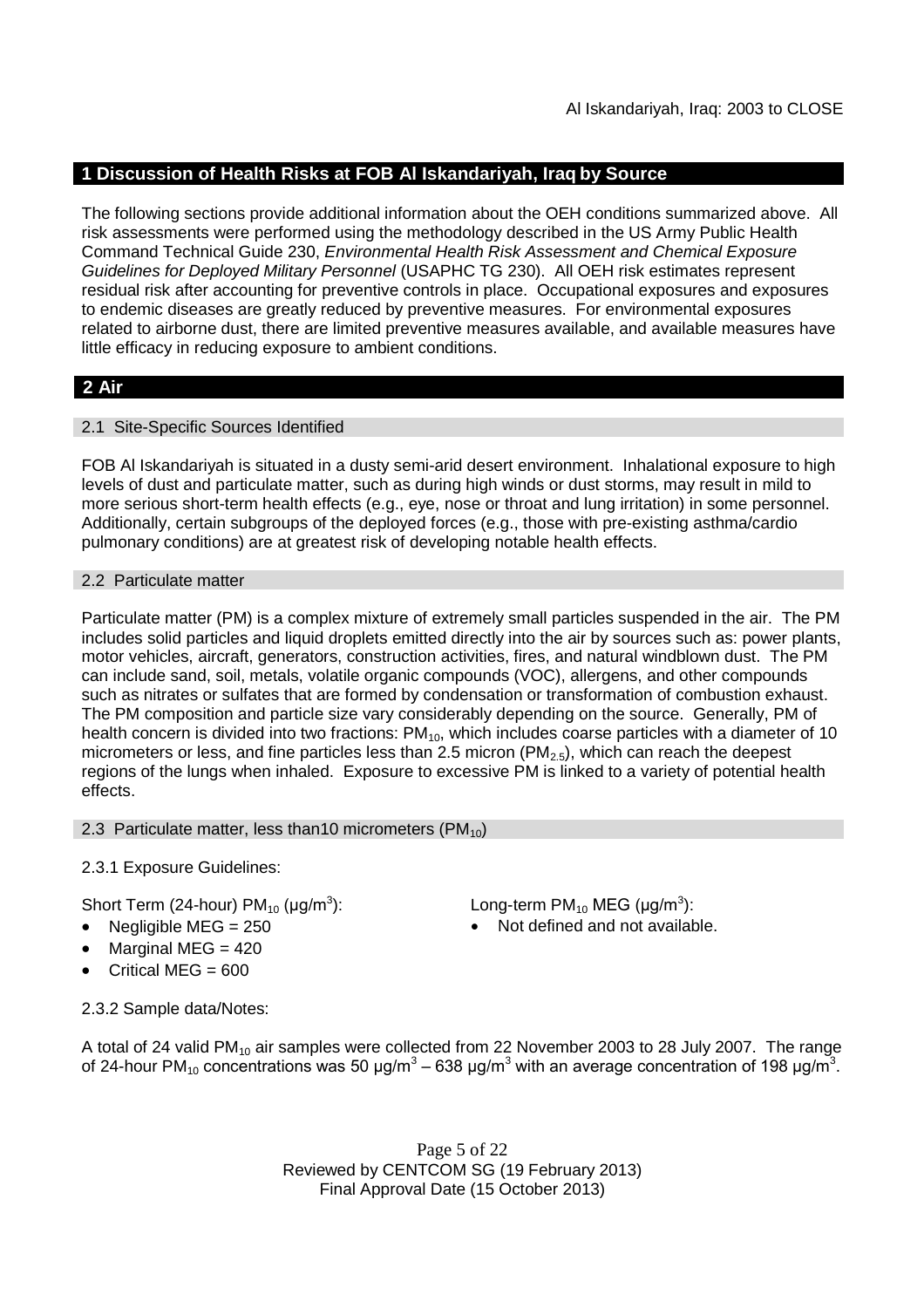## 1 Discussion of Health Risks at FOB Al Iskandariyah, Iraq by Source

The following sections provide additional information about the OEH conditions summarized above. All risk assessments were performed using the methodology described in the US Army Public Health Command Technical Guide 230, *Environmental Health Risk Assessment and Chemical Exposure Guidelines for Deployed Military Personnel* (USAPHC TG 230). All OEH risk estimates represent residual risk after accounting for preventive controls in place. Occupational exposures and exposures to endemic diseases are greatly reduced by preventive measures. For environmental exposures related to airborne dust, there are limited preventive measures available, and available measures have little efficacy in reducing exposure to ambient conditions.

## 2 Air

### 2.1 Site-Specific Sources Identified

FOB Al Iskandariyah is situated in a dusty semi-arid desert environment. Inhalational exposure to high levels of dust and particulate matter, such as during high winds or dust storms, may result in mild to more serious short-term health effects (e.g., eye, nose or throat and lung irritation) in some personnel. Additionally, certain subgroups of the deployed forces (e.g., those with pre-existing asthma/cardio pulmonary conditions) are at greatest risk of developing notable health effects.

### 2.2 Particulate matter

Particulate matter (PM) is a complex mixture of extremely small particles suspended in the air. The PM includes solid particles and liquid droplets emitted directly into the air by sources such as: power plants, motor vehicles, aircraft, generators, construction activities, fires, and natural windblown dust. The PM can include sand, soil, metals, volatile organic compounds (VOC), allergens, and other compounds such as nitrates or sulfates that are formed by condensation or transformation of combustion exhaust. The PM composition and particle size vary considerably depending on the source. Generally, PM of health concern is divided into two fractions: $PM_{10}$, which includes coarse particles with a diameter of 10 micrometers or less, and fine particles less than 2.5 micron ($PM_{2.5}$), which can reach the deepest regions of the lungs when inhaled. Exposure to excessive PM is linked to a variety of potential health effects.

### 2.3 Particulate matter, less than10 micrometers ($PM_{10}$)

2.3.1 Exposure Guidelines:

Short Term (24-hour) $PM_{10}$ (μg/m$^3$):

- Negligible MEG = 250
- Marginal MEG = 420
- Critical MEG = 600

Long-term $PM_{10}$ MEG (μg/m$^3$):

- Not defined and not available.

2.3.2 Sample data/Notes:

A total of 24 valid $PM_{10}$ air samples were collected from 22 November 2003 to 28 July 2007. The range of 24-hour $PM_{10}$ concentrations was 50 μg/m$^3$ – 638 μg/m$^3$ with an average concentration of 198 μg/m$^3$.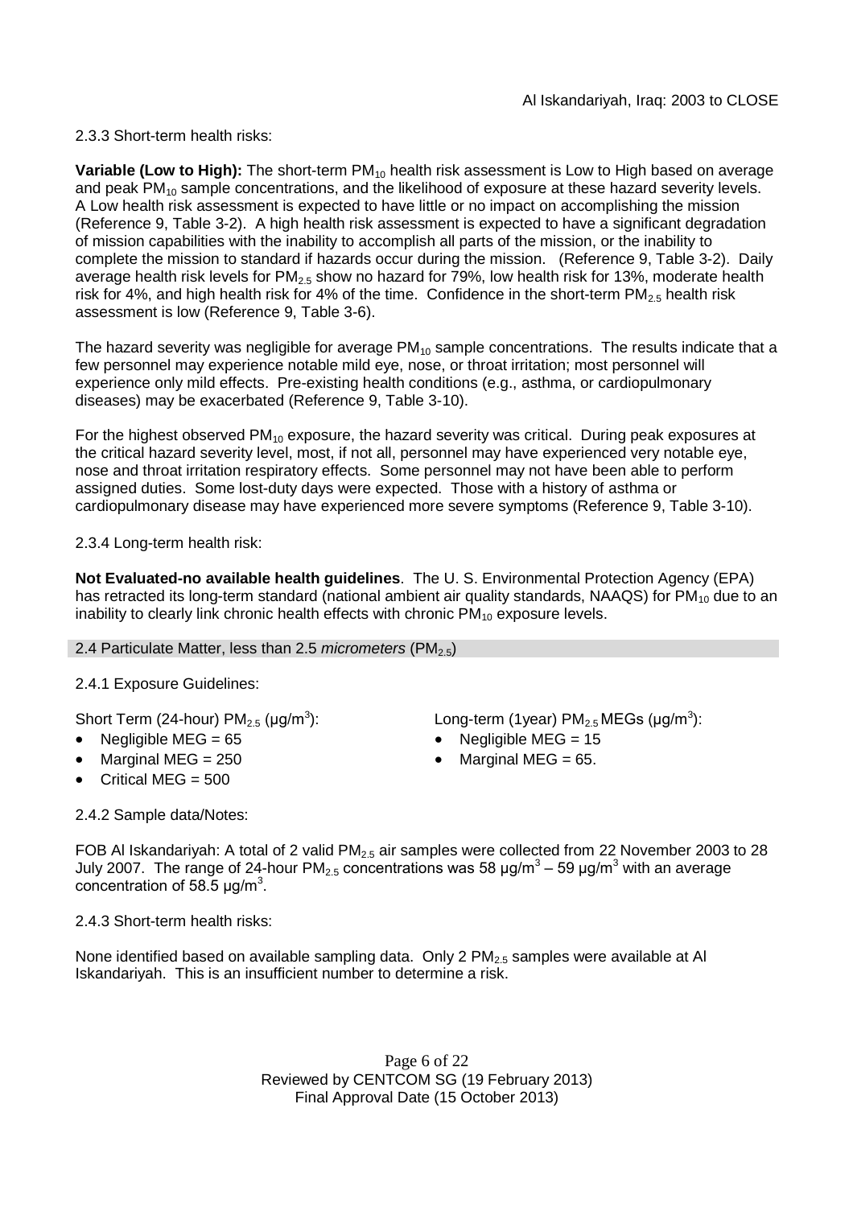2.3.3 Short-term health risks:

**Variable (Low to High):** The short-term $PM_{10}$ health risk assessment is Low to High based on average and peak $PM_{10}$ sample concentrations, and the likelihood of exposure at these hazard severity levels. A Low health risk assessment is expected to have little or no impact on accomplishing the mission (Reference 9, Table 3-2). A high health risk assessment is expected to have a significant degradation of mission capabilities with the inability to accomplish all parts of the mission, or the inability to complete the mission to standard if hazards occur during the mission. (Reference 9, Table 3-2). Daily average health risk levels for $PM_{2.5}$ show no hazard for 79%, low health risk for 13%, moderate health risk for 4%, and high health risk for 4% of the time. Confidence in the short-term $PM_{2.5}$ health risk assessment is low (Reference 9, Table 3-6).

The hazard severity was negligible for average $PM_{10}$ sample concentrations. The results indicate that a few personnel may experience notable mild eye, nose, or throat irritation; most personnel will experience only mild effects. Pre-existing health conditions (e.g., asthma, or cardiopulmonary diseases) may be exacerbated (Reference 9, Table 3-10).

For the highest observed $PM_{10}$ exposure, the hazard severity was critical. During peak exposures at the critical hazard severity level, most, if not all, personnel may have experienced very notable eye, nose and throat irritation respiratory effects. Some personnel may not have been able to perform assigned duties. Some lost-duty days were expected. Those with a history of asthma or cardiopulmonary disease may have experienced more severe symptoms (Reference 9, Table 3-10).

2.3.4 Long-term health risk:

**Not Evaluated-no available health guidelines**. The U. S. Environmental Protection Agency (EPA) has retracted its long-term standard (national ambient air quality standards, NAAQS) for $PM_{10}$ due to an inability to clearly link chronic health effects with chronic $PM_{10}$ exposure levels.

## 2.4 Particulate Matter, less than 2.5 *micrometers* ($PM_{2.5}$)

2.4.1 Exposure Guidelines:

Short Term (24-hour) $PM_{2.5}$ ($\mu g/m^3$):

- Negligible MEG = 65
- Marginal MEG = 250
- Critical MEG = 500

Long-term (1year) $PM_{2.5}$ MEGs ($\mu g/m^3$):

- Negligible MEG = 15
- Marginal MEG = 65.

2.4.2 Sample data/Notes:

FOB Al Iskandariyah: A total of 2 valid $PM_{2.5}$ air samples were collected from 22 November 2003 to 28 July 2007. The range of 24-hour $PM_{2.5}$ concentrations was 58 $\mu g/m^3$ – 59 $\mu g/m^3$ with an average concentration of 58.5 $\mu g/m^3$.

2.4.3 Short-term health risks:

None identified based on available sampling data. Only 2 $PM_{2.5}$ samples were available at Al Iskandariyah. This is an insufficient number to determine a risk.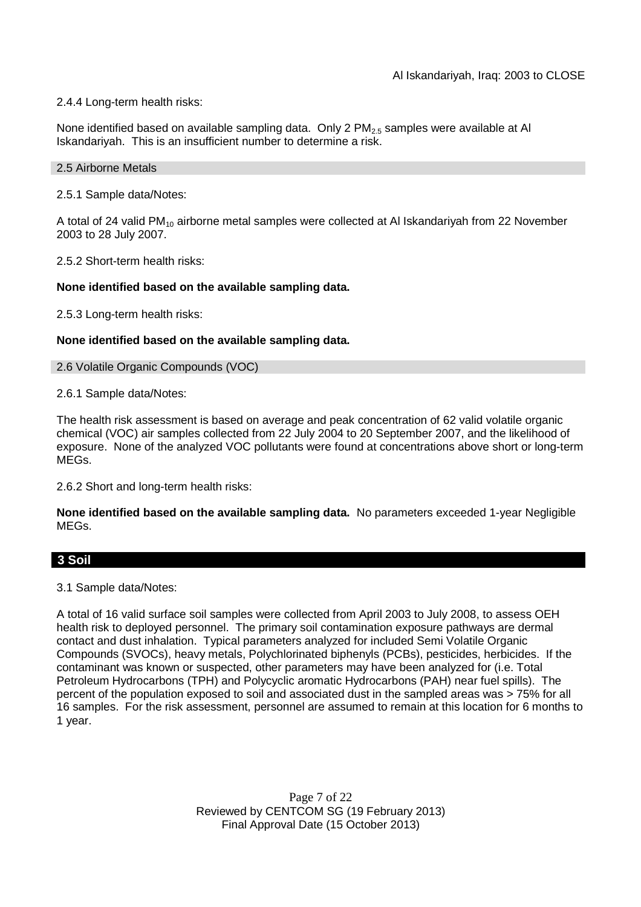2.4.4 Long-term health risks:

None identified based on available sampling data. Only 2 $PM_{2.5}$ samples were available at Al Iskandariyah. This is an insufficient number to determine a risk.

### 2.5 Airborne Metals

2.5.1 Sample data/Notes:

A total of 24 valid $PM_{10}$ airborne metal samples were collected at Al Iskandariyah from 22 November 2003 to 28 July 2007.

2.5.2 Short-term health risks:

**None identified based on the available sampling data.**

2.5.3 Long-term health risks:

**None identified based on the available sampling data.**

### 2.6 Volatile Organic Compounds (VOC)

2.6.1 Sample data/Notes:

The health risk assessment is based on average and peak concentration of 62 valid volatile organic chemical (VOC) air samples collected from 22 July 2004 to 20 September 2007, and the likelihood of exposure. None of the analyzed VOC pollutants were found at concentrations above short or long-term MEGs.

2.6.2 Short and long-term health risks:

**None identified based on the available sampling data.** No parameters exceeded 1-year Negligible MEGs.

## 3 Soil

3.1 Sample data/Notes:

A total of 16 valid surface soil samples were collected from April 2003 to July 2008, to assess OEH health risk to deployed personnel. The primary soil contamination exposure pathways are dermal contact and dust inhalation. Typical parameters analyzed for included Semi Volatile Organic Compounds (SVOCs), heavy metals, Polychlorinated biphenyls (PCBs), pesticides, herbicides. If the contaminant was known or suspected, other parameters may have been analyzed for (i.e. Total Petroleum Hydrocarbons (TPH) and Polycyclic aromatic Hydrocarbons (PAH) near fuel spills). The percent of the population exposed to soil and associated dust in the sampled areas was > 75% for all 16 samples. For the risk assessment, personnel are assumed to remain at this location for 6 months to 1 year.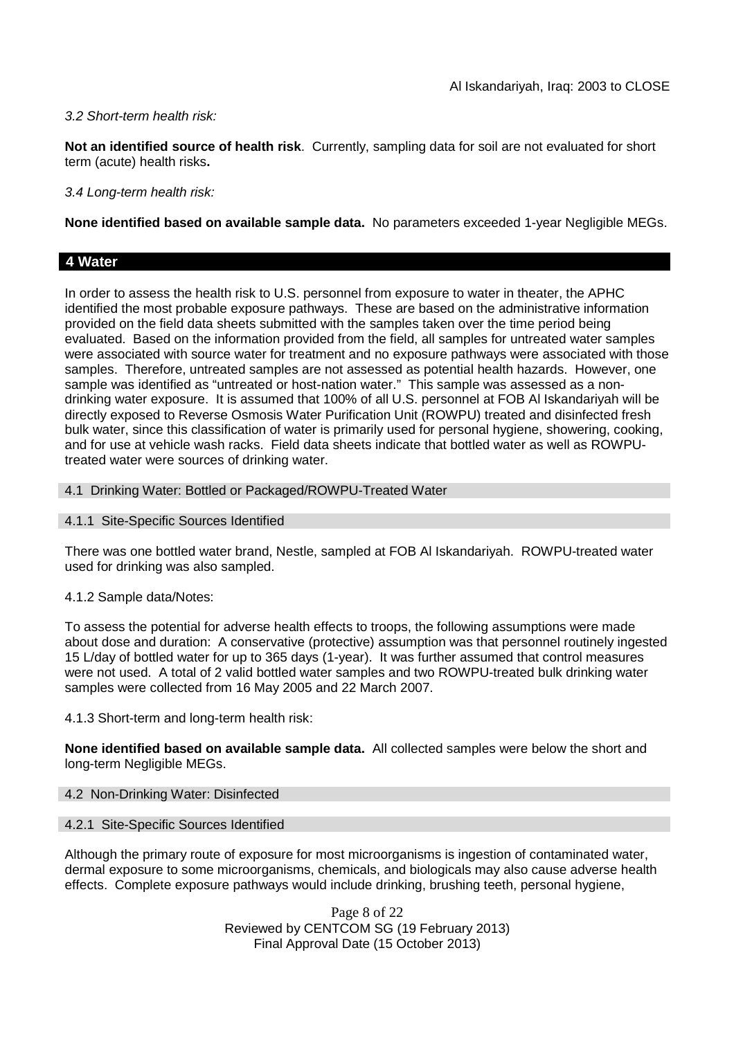*3.2 Short-term health risk:*

**Not an identified source of health risk**. Currently, sampling data for soil are not evaluated for short term (acute) health risks**.**

*3.4 Long-term health risk:*

**None identified based on available sample data.** No parameters exceeded 1-year Negligible MEGs.

## 4 Water

In order to assess the health risk to U.S. personnel from exposure to water in theater, the APHC identified the most probable exposure pathways. These are based on the administrative information provided on the field data sheets submitted with the samples taken over the time period being evaluated. Based on the information provided from the field, all samples for untreated water samples were associated with source water for treatment and no exposure pathways were associated with those samples. Therefore, untreated samples are not assessed as potential health hazards. However, one sample was identified as "untreated or host-nation water." This sample was assessed as a non-drinking water exposure. It is assumed that 100% of all U.S. personnel at FOB Al Iskandariyah will be directly exposed to Reverse Osmosis Water Purification Unit (ROWPU) treated and disinfected fresh bulk water, since this classification of water is primarily used for personal hygiene, showering, cooking, and for use at vehicle wash racks. Field data sheets indicate that bottled water as well as ROWPU-treated water were sources of drinking water.

### 4.1 Drinking Water: Bottled or Packaged/ROWPU-Treated Water

#### 4.1.1 Site-Specific Sources Identified

There was one bottled water brand, Nestle, sampled at FOB Al Iskandariyah. ROWPU-treated water used for drinking was also sampled.

#### 4.1.2 Sample data/Notes:

To assess the potential for adverse health effects to troops, the following assumptions were made about dose and duration: A conservative (protective) assumption was that personnel routinely ingested 15 L/day of bottled water for up to 365 days (1-year). It was further assumed that control measures were not used. A total of 2 valid bottled water samples and two ROWPU-treated bulk drinking water samples were collected from 16 May 2005 and 22 March 2007.

#### 4.1.3 Short-term and long-term health risk:

**None identified based on available sample data.** All collected samples were below the short and long-term Negligible MEGs.

### 4.2 Non-Drinking Water: Disinfected

#### 4.2.1 Site-Specific Sources Identified

Although the primary route of exposure for most microorganisms is ingestion of contaminated water, dermal exposure to some microorganisms, chemicals, and biologicals may also cause adverse health effects. Complete exposure pathways would include drinking, brushing teeth, personal hygiene,

Reviewed by CENTCOM SG (19 February 2013)
Final Approval Date (15 October 2013)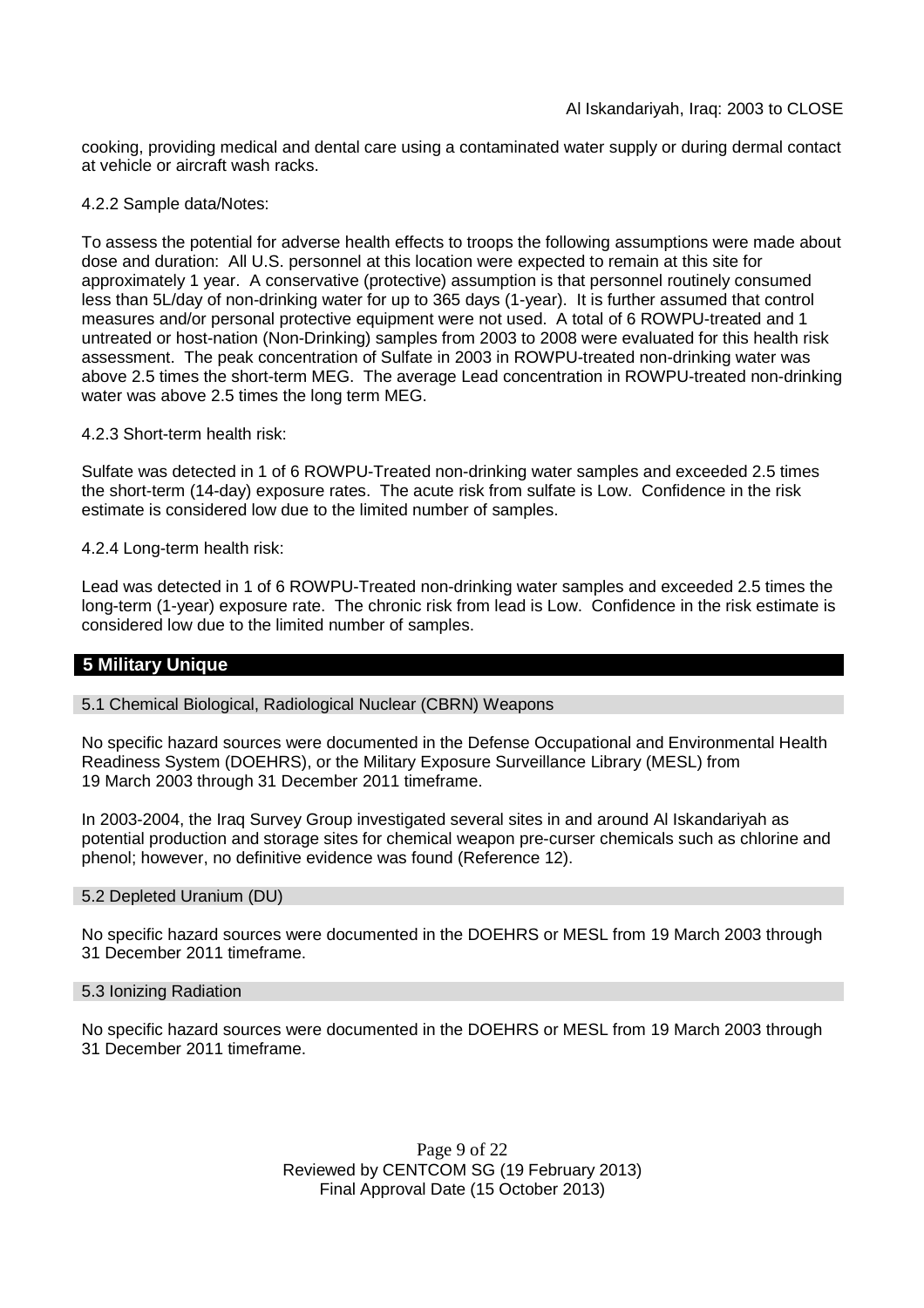cooking, providing medical and dental care using a contaminated water supply or during dermal contact at vehicle or aircraft wash racks.

4.2.2 Sample data/Notes:

To assess the potential for adverse health effects to troops the following assumptions were made about dose and duration: All U.S. personnel at this location were expected to remain at this site for approximately 1 year. A conservative (protective) assumption is that personnel routinely consumed less than 5L/day of non-drinking water for up to 365 days (1-year). It is further assumed that control measures and/or personal protective equipment were not used. A total of 6 ROWPU-treated and 1 untreated or host-nation (Non-Drinking) samples from 2003 to 2008 were evaluated for this health risk assessment. The peak concentration of Sulfate in 2003 in ROWPU-treated non-drinking water was above 2.5 times the short-term MEG. The average Lead concentration in ROWPU-treated non-drinking water was above 2.5 times the long term MEG.

4.2.3 Short-term health risk:

Sulfate was detected in 1 of 6 ROWPU-Treated non-drinking water samples and exceeded 2.5 times the short-term (14-day) exposure rates. The acute risk from sulfate is Low. Confidence in the risk estimate is considered low due to the limited number of samples.

4.2.4 Long-term health risk:

Lead was detected in 1 of 6 ROWPU-Treated non-drinking water samples and exceeded 2.5 times the long-term (1-year) exposure rate. The chronic risk from lead is Low. Confidence in the risk estimate is considered low due to the limited number of samples.

## 5 Military Unique

### 5.1 Chemical Biological, Radiological Nuclear (CBRN) Weapons

No specific hazard sources were documented in the Defense Occupational and Environmental Health Readiness System (DOEHRS), or the Military Exposure Surveillance Library (MESL) from 19 March 2003 through 31 December 2011 timeframe.

In 2003-2004, the Iraq Survey Group investigated several sites in and around Al Iskandariyah as potential production and storage sites for chemical weapon pre-curser chemicals such as chlorine and phenol; however, no definitive evidence was found (Reference 12).

### 5.2 Depleted Uranium (DU)

No specific hazard sources were documented in the DOEHRS or MESL from 19 March 2003 through 31 December 2011 timeframe.

### 5.3 Ionizing Radiation

No specific hazard sources were documented in the DOEHRS or MESL from 19 March 2003 through 31 December 2011 timeframe.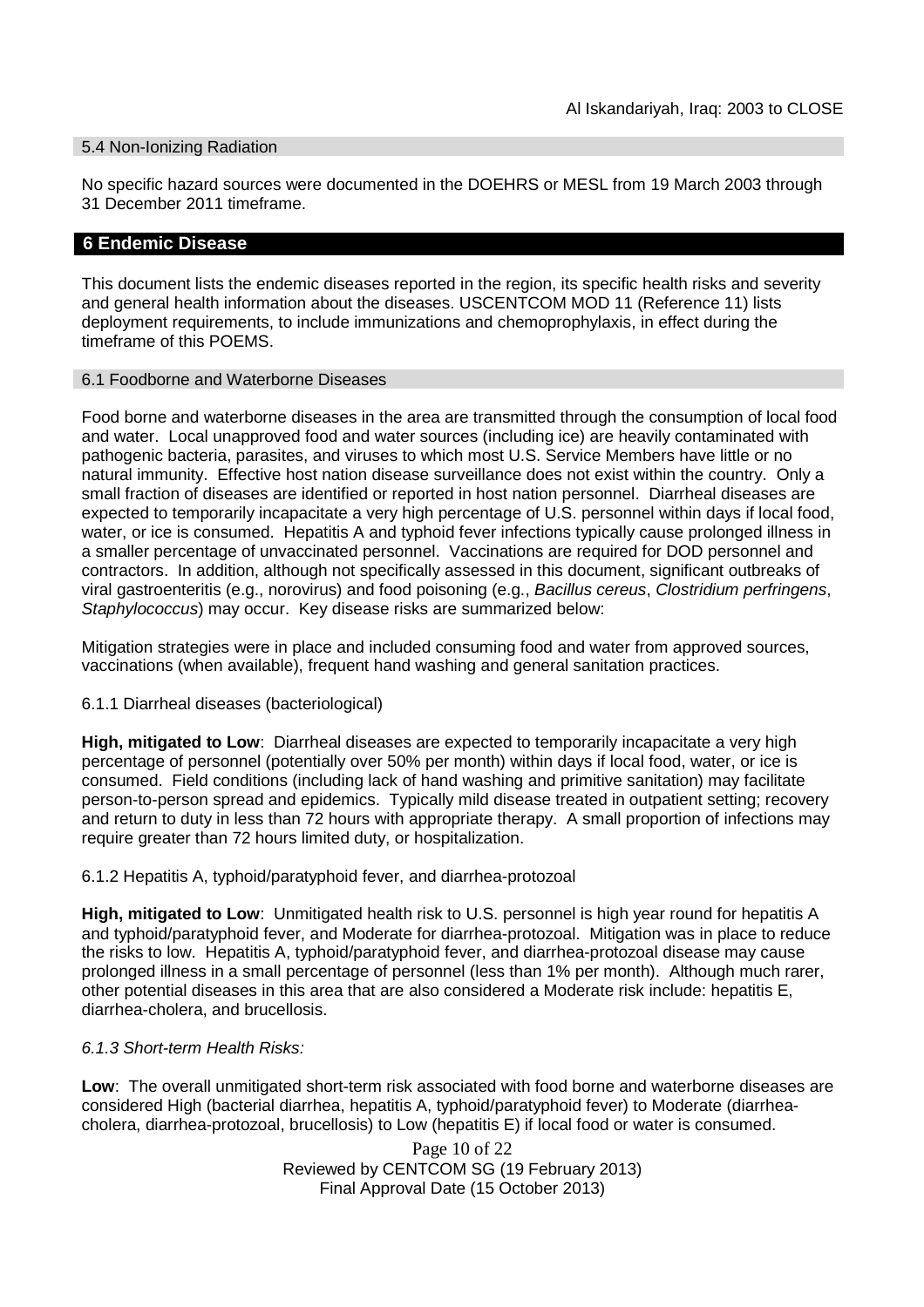### 5.4 Non-Ionizing Radiation

No specific hazard sources were documented in the DOEHRS or MESL from 19 March 2003 through 31 December 2011 timeframe.

## 6 Endemic Disease

This document lists the endemic diseases reported in the region, its specific health risks and severity and general health information about the diseases. USCENTCOM MOD 11 (Reference 11) lists deployment requirements, to include immunizations and chemoprophylaxis, in effect during the timeframe of this POEMS.

### 6.1 Foodborne and Waterborne Diseases

Food borne and waterborne diseases in the area are transmitted through the consumption of local food and water. Local unapproved food and water sources (including ice) are heavily contaminated with pathogenic bacteria, parasites, and viruses to which most U.S. Service Members have little or no natural immunity. Effective host nation disease surveillance does not exist within the country. Only a small fraction of diseases are identified or reported in host nation personnel. Diarrheal diseases are expected to temporarily incapacitate a very high percentage of U.S. personnel within days if local food, water, or ice is consumed. Hepatitis A and typhoid fever infections typically cause prolonged illness in a smaller percentage of unvaccinated personnel. Vaccinations are required for DOD personnel and contractors. In addition, although not specifically assessed in this document, significant outbreaks of viral gastroenteritis (e.g., norovirus) and food poisoning (e.g., *Bacillus cereus*, *Clostridium perfrentgens*, *Staphylococcus*) may occur. Key disease risks are summarized below:

Mitigation strategies were in place and included consuming food and water from approved sources, vaccinations (when available), frequent hand washing and general sanitation practices.

#### 6.1.1 Diarrheal diseases (bacteriological)

**High, mitigated to Low**: Diarrheal diseases are expected to temporarily incapacitate a very high percentage of personnel (potentially over 50% per month) within days if local food, water, or ice is consumed. Field conditions (including lack of hand washing and primitive sanitation) may facilitate person-to-person spread and epidemics. Typically mild disease treated in outpatient setting; recovery and return to duty in less than 72 hours with appropriate therapy. A small proportion of infections may require greater than 72 hours limited duty, or hospitalization.

#### 6.1.2 Hepatitis A, typhoid/paratyphoid fever, and diarrhea-protozoal

**High, mitigated to Low**: Unmitigated health risk to U.S. personnel is high year round for hepatitis A and typhoid/paratyphoid fever, and Moderate for diarrhea-protozoal. Mitigation was in place to reduce the risks to low. Hepatitis A, typhoid/paratyphoid fever, and diarrhea-protozoal disease may cause prolonged illness in a small percentage of personnel (less than 1% per month). Although much rarer, other potential diseases in this area that are also considered a Moderate risk include: hepatitis E, diarrhea-cholera, and brucellosis.

#### *6.1.3 Short-term Health Risks:*

**Low**: The overall unmitigated short-term risk associated with food borne and waterborne diseases are considered High (bacterial diarrhea, hepatitis A, typhoid/paratyphoid fever) to Moderate (diarrhea-cholera, diarrhea-protozoal, brucellosis) to Low (hepatitis E) if local food or water is consumed.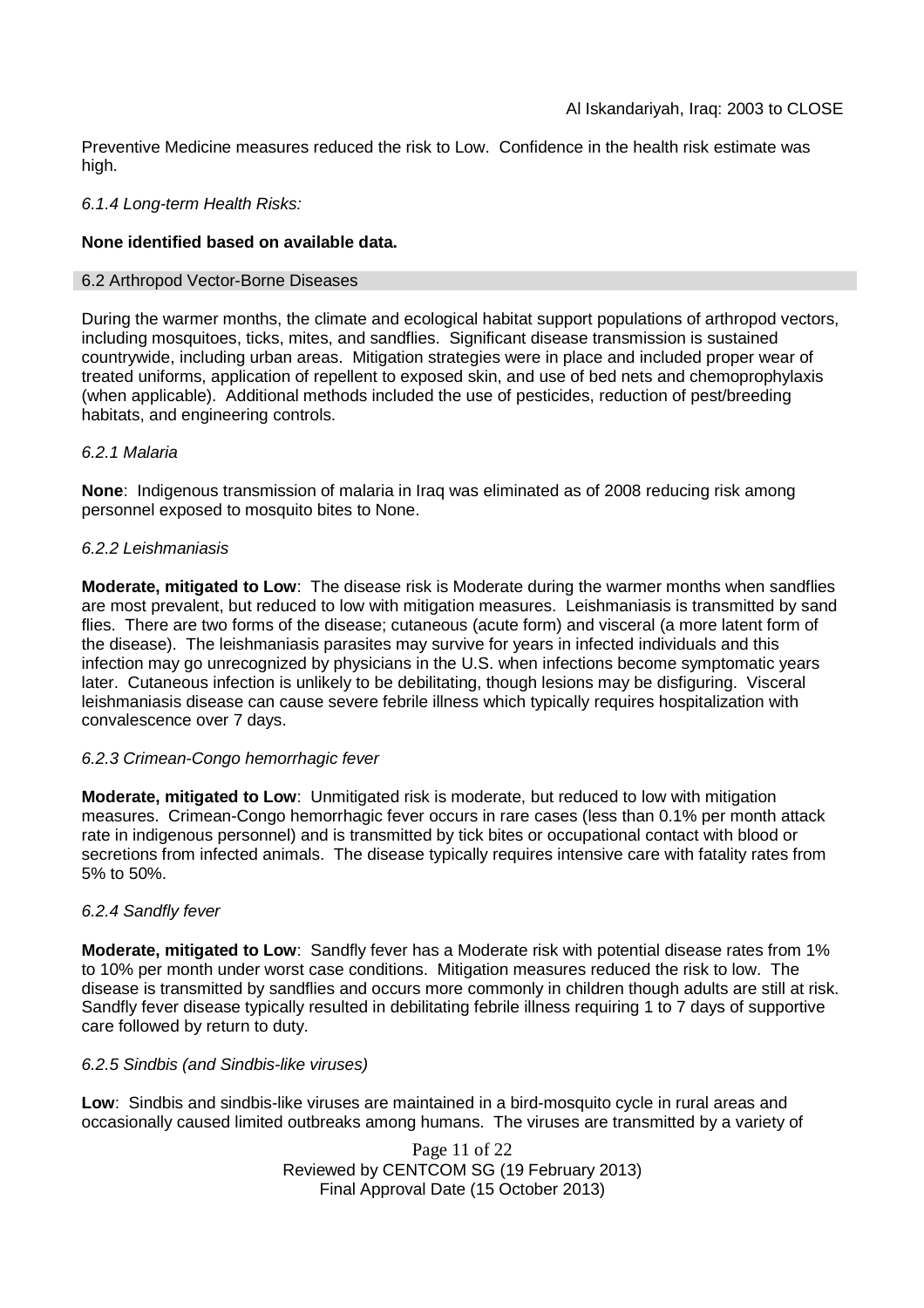Preventive Medicine measures reduced the risk to Low. Confidence in the health risk estimate was high.

*6.1.4 Long-term Health Risks:*

**None identified based on available data.**

## 6.2 Arthropod Vector-Borne Diseases

During the warmer months, the climate and ecological habitat support populations of arthropod vectors, including mosquitoes, ticks, mites, and sandflies. Significant disease transmission is sustained countrywide, including urban areas. Mitigation strategies were in place and included proper wear of treated uniforms, application of repellent to exposed skin, and use of bed nets and chemoprophylaxis (when applicable). Additional methods included the use of pesticides, reduction of pest/breeding habitats, and engineering controls.

*6.2.1 Malaria*

**None**: Indigenous transmission of malaria in Iraq was eliminated as of 2008 reducing risk among personnel exposed to mosquito bites to None.

*6.2.2 Leishmaniasis*

**Moderate, mitigated to Low**: The disease risk is Moderate during the warmer months when sandflies are most prevalent, but reduced to low with mitigation measures. Leishmaniasis is transmitted by sand flies. There are two forms of the disease; cutaneous (acute form) and visceral (a more latent form of the disease). The leishmaniasis parasites may survive for years in infected individuals and this infection may go unrecognized by physicians in the U.S. when infections become symptomatic years later. Cutaneous infection is unlikely to be debilitating, though lesions may be disfiguring. Visceral leishmaniasis disease can cause severe febrile illness which typically requires hospitalization with convalescence over 7 days.

*6.2.3 Crimean-Congo hemorrhagic fever*

**Moderate, mitigated to Low**: Unmitigated risk is moderate, but reduced to low with mitigation measures. Crimean-Congo hemorrhagic fever occurs in rare cases (less than 0.1% per month attack rate in indigenous personnel) and is transmitted by tick bites or occupational contact with blood or secretions from infected animals. The disease typically requires intensive care with fatality rates from 5% to 50%.

*6.2.4 Sandfly fever*

**Moderate, mitigated to Low**: Sandfly fever has a Moderate risk with potential disease rates from 1% to 10% per month under worst case conditions. Mitigation measures reduced the risk to low. The disease is transmitted by sandflies and occurs more commonly in children though adults are still at risk. Sandfly fever disease typically resulted in debilitating febrile illness requiring 1 to 7 days of supportive care followed by return to duty.

*6.2.5 Sindbis (and Sindbis-like viruses)*

**Low**: Sindbis and sindbis-like viruses are maintained in a bird-mosquito cycle in rural areas and occasionally caused limited outbreaks among humans. The viruses are transmitted by a variety of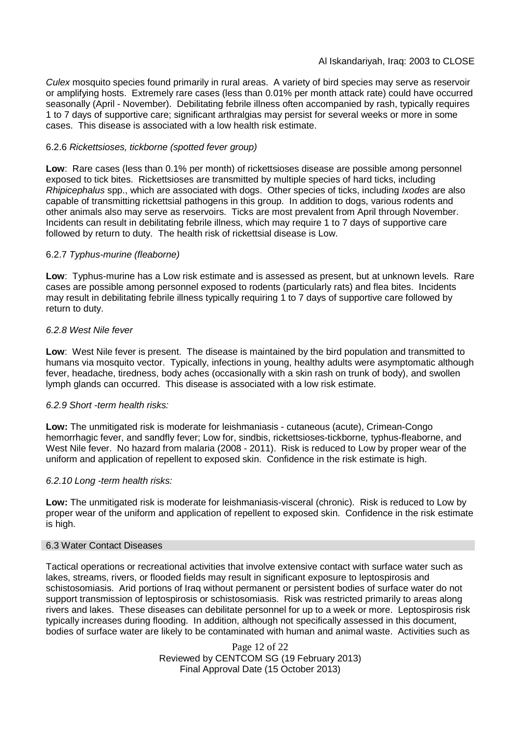*Culex* mosquito species found primarily in rural areas. A variety of bird species may serve as reservoir or amplifying hosts. Extremely rare cases (less than 0.01% per month attack rate) could have occurred seasonally (April - November). Debilitating febrile illness often accompanied by rash, typically requires 1 to 7 days of supportive care; significant arthralgias may persist for several weeks or more in some cases. This disease is associated with a low health risk estimate.

#### 6.2.6 *Rickettsioses, tickborne (spotted fever group)*

**Low**: Rare cases (less than 0.1% per month) of rickettsioses disease are possible among personnel exposed to tick bites. Rickettsioses are transmitted by multiple species of hard ticks, including *Rhipicephalus* spp., which are associated with dogs. Other species of ticks, including *Ixodes* are also capable of transmitting rickettsial pathogens in this group. In addition to dogs, various rodents and other animals also may serve as reservoirs. Ticks are most prevalent from April through November. Incidents can result in debilitating febrile illness, which may require 1 to 7 days of supportive care followed by return to duty. The health risk of rickettsial disease is Low.

#### 6.2.7 *Typhus-murine (fleaborne)*

**Low**: Typhus-murine has a Low risk estimate and is assessed as present, but at unknown levels. Rare cases are possible among personnel exposed to rodents (particularly rats) and flea bites. Incidents may result in debilitating febrile illness typically requiring 1 to 7 days of supportive care followed by return to duty.

#### *6.2.8 West Nile fever*

**Low**: West Nile fever is present. The disease is maintained by the bird population and transmitted to humans via mosquito vector. Typically, infections in young, healthy adults were asymptomatic although fever, headache, tiredness, body aches (occasionally with a skin rash on trunk of body), and swollen lymph glands can occurred. This disease is associated with a low risk estimate.

#### *6.2.9 Short -term health risks:*

**Low:** The unmitigated risk is moderate for leishmaniasis - cutaneous (acute), Crimean-Congo hemorrhagic fever, and sandfly fever; Low for, sindbis, rickettsioses-tickborne*,* typhus-fleaborne, and West Nile fever. No hazard from malaria (2008 - 2011). Risk is reduced to Low by proper wear of the uniform and application of repellent to exposed skin. Confidence in the risk estimate is high.

#### *6.2.10 Long -term health risks:*

**Low:** The unmitigated risk is moderate for leishmaniasis-visceral (chronic). Risk is reduced to Low by proper wear of the uniform and application of repellent to exposed skin. Confidence in the risk estimate is high.

### 6.3 Water Contact Diseases

Tactical operations or recreational activities that involve extensive contact with surface water such as lakes, streams, rivers, or flooded fields may result in significant exposure to leptospirosis and schistosomiasis. Arid portions of Iraq without permanent or persistent bodies of surface water do not support transmission of leptospirosis or schistosomiasis. Risk was restricted primarily to areas along rivers and lakes. These diseases can debilitate personnel for up to a week or more. Leptospirosis risk typically increases during flooding. In addition, although not specifically assessed in this document, bodies of surface water are likely to be contaminated with human and animal waste. Activities such as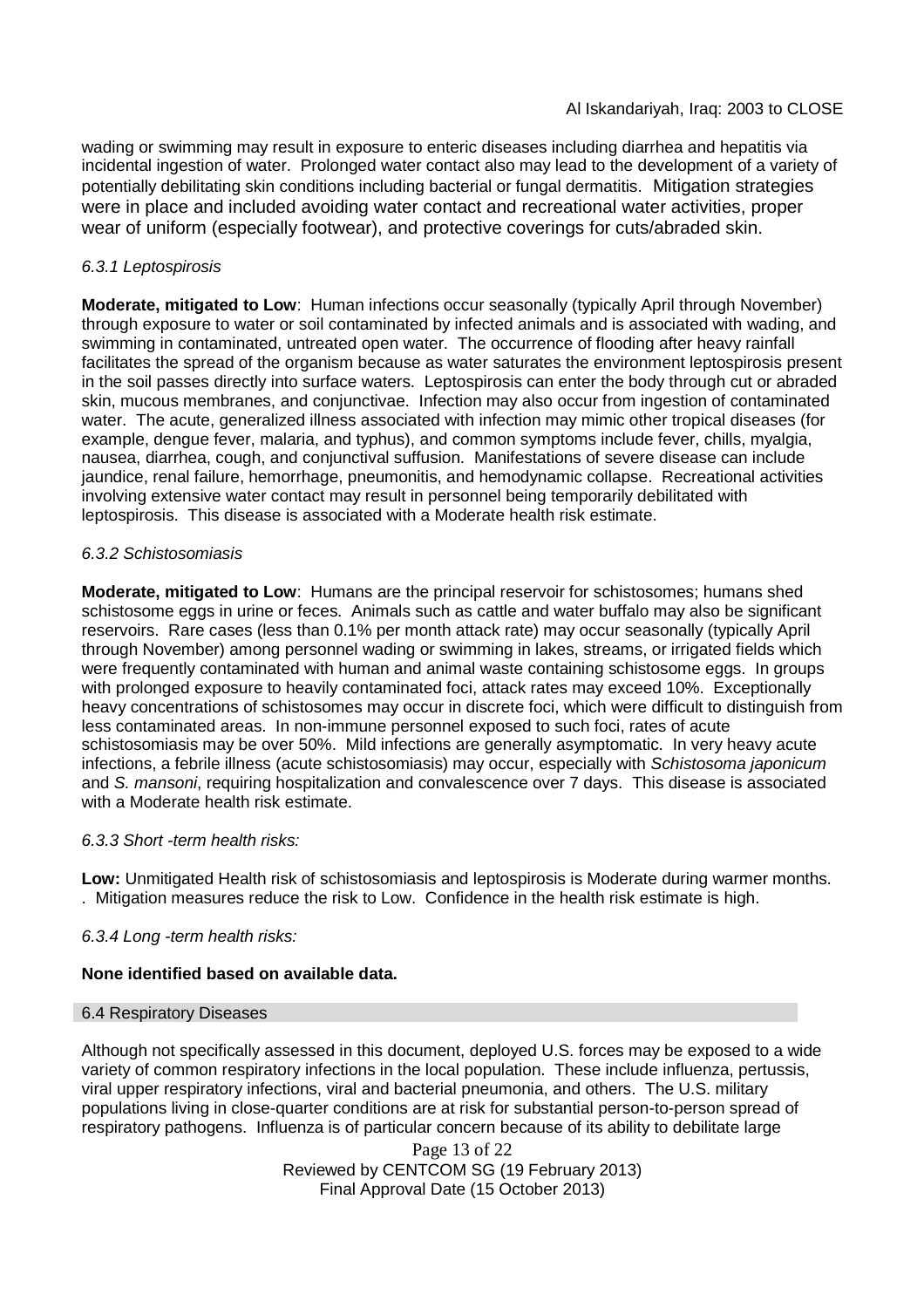wading or swimming may result in exposure to enteric diseases including diarrhea and hepatitis via incidental ingestion of water. Prolonged water contact also may lead to the development of a variety of potentially debilitating skin conditions including bacterial or fungal dermatitis. Mitigation strategies were in place and included avoiding water contact and recreational water activities, proper wear of uniform (especially footwear), and protective coverings for cuts/abraded skin.

*6.3.1 Leptospirosis*

**Moderate, mitigated to Low**: Human infections occur seasonally (typically April through November) through exposure to water or soil contaminated by infected animals and is associated with wading, and swimming in contaminated, untreated open water. The occurrence of flooding after heavy rainfall facilitates the spread of the organism because as water saturates the environment leptospirosis present in the soil passes directly into surface waters. Leptospirosis can enter the body through cut or abraded skin, mucous membranes, and conjunctivae. Infection may also occur from ingestion of contaminated water. The acute, generalized illness associated with infection may mimic other tropical diseases (for example, dengue fever, malaria, and typhus), and common symptoms include fever, chills, myalgia, nausea, diarrhea, cough, and conjunctival suffusion. Manifestations of severe disease can include jaundice, renal failure, hemorrhage, pneumonitis, and hemodynamic collapse. Recreational activities involving extensive water contact may result in personnel being temporarily debilitated with leptospirosis. This disease is associated with a Moderate health risk estimate.

*6.3.2 Schistosomiasis*

**Moderate, mitigated to Low**: Humans are the principal reservoir for schistosomes; humans shed schistosome eggs in urine or feces. Animals such as cattle and water buffalo may also be significant reservoirs. Rare cases (less than 0.1% per month attack rate) may occur seasonally (typically April through November) among personnel wading or swimming in lakes, streams, or irrigated fields which were frequently contaminated with human and animal waste containing schistosome eggs. In groups with prolonged exposure to heavily contaminated foci, attack rates may exceed 10%. Exceptionally heavy concentrations of schistosomes may occur in discrete foci, which were difficult to distinguish from less contaminated areas. In non-immune personnel exposed to such foci, rates of acute schistosomiasis may be over 50%. Mild infections are generally asymptomatic. In very heavy acute infections, a febrile illness (acute schistosomiasis) may occur, especially with *Schistosoma japonicum* and *S. mansoni*, requiring hospitalization and convalescence over 7 days. This disease is associated with a Moderate health risk estimate.

*6.3.3 Short -term health risks:*

**Low:** Unmitigated Health risk of schistosomiasis and leptospirosis is Moderate during warmer months. . Mitigation measures reduce the risk to Low. Confidence in the health risk estimate is high.

*6.3.4 Long -term health risks:*

**None identified based on available data.**

## 6.4 Respiratory Diseases

Although not specifically assessed in this document, deployed U.S. forces may be exposed to a wide variety of common respiratory infections in the local population. These include influenza, pertussis, viral upper respiratory infections, viral and bacterial pneumonia, and others. The U.S. military populations living in close-quarter conditions are at risk for substantial person-to-person spread of respiratory pathogens. Influenza is of particular concern because of its ability to debilitate large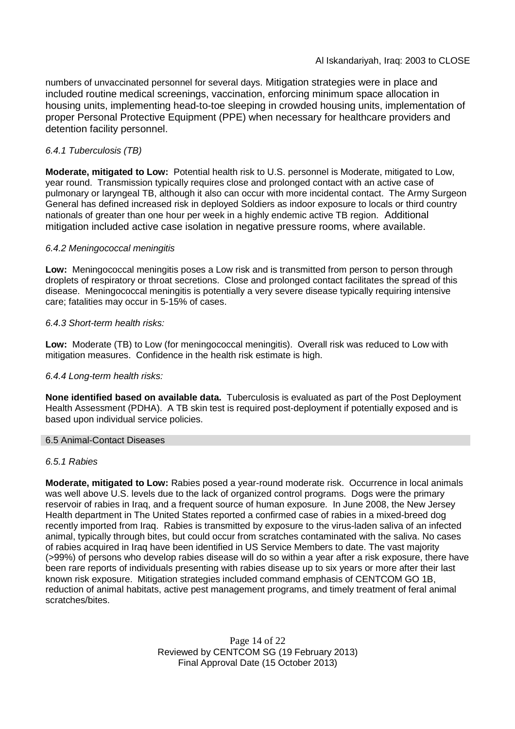numbers of unvaccinated personnel for several days. Mitigation strategies were in place and included routine medical screenings, vaccination, enforcing minimum space allocation in housing units, implementing head-to-toe sleeping in crowded housing units, implementation of proper Personal Protective Equipment (PPE) when necessary for healthcare providers and detention facility personnel.

*6.4.1 Tuberculosis (TB)*

**Moderate, mitigated to Low:** Potential health risk to U.S. personnel is Moderate, mitigated to Low, year round. Transmission typically requires close and prolonged contact with an active case of pulmonary or laryngeal TB, although it also can occur with more incidental contact. The Army Surgeon General has defined increased risk in deployed Soldiers as indoor exposure to locals or third country nationals of greater than one hour per week in a highly endemic active TB region. Additional mitigation included active case isolation in negative pressure rooms, where available.

*6.4.2 Meningococcal meningitis*

**Low:** Meningococcal meningitis poses a Low risk and is transmitted from person to person through droplets of respiratory or throat secretions. Close and prolonged contact facilitates the spread of this disease. Meningococcal meningitis is potentially a very severe disease typically requiring intensive care; fatalities may occur in 5-15% of cases.

*6.4.3 Short-term health risks:*

**Low:** Moderate (TB) to Low (for meningococcal meningitis). Overall risk was reduced to Low with mitigation measures. Confidence in the health risk estimate is high.

*6.4.4 Long-term health risks:*

**None identified based on available data.** Tuberculosis is evaluated as part of the Post Deployment Health Assessment (PDHA). A TB skin test is required post-deployment if potentially exposed and is based upon individual service policies.

## 6.5 Animal-Contact Diseases

*6.5.1 Rabies*

**Moderate, mitigated to Low:** Rabies posed a year-round moderate risk. Occurrence in local animals was well above U.S. levels due to the lack of organized control programs. Dogs were the primary reservoir of rabies in Iraq, and a frequent source of human exposure. In June 2008, the New Jersey Health department in The United States reported a confirmed case of rabies in a mixed-breed dog recently imported from Iraq. Rabies is transmitted by exposure to the virus-laden saliva of an infected animal, typically through bites, but could occur from scratches contaminated with the saliva. No cases of rabies acquired in Iraq have been identified in US Service Members to date. The vast majority (>99%) of persons who develop rabies disease will do so within a year after a risk exposure, there have been rare reports of individuals presenting with rabies disease up to six years or more after their last known risk exposure. Mitigation strategies included command emphasis of CENTCOM GO 1B, reduction of animal habitats, active pest management programs, and timely treatment of feral animal scratches/bites.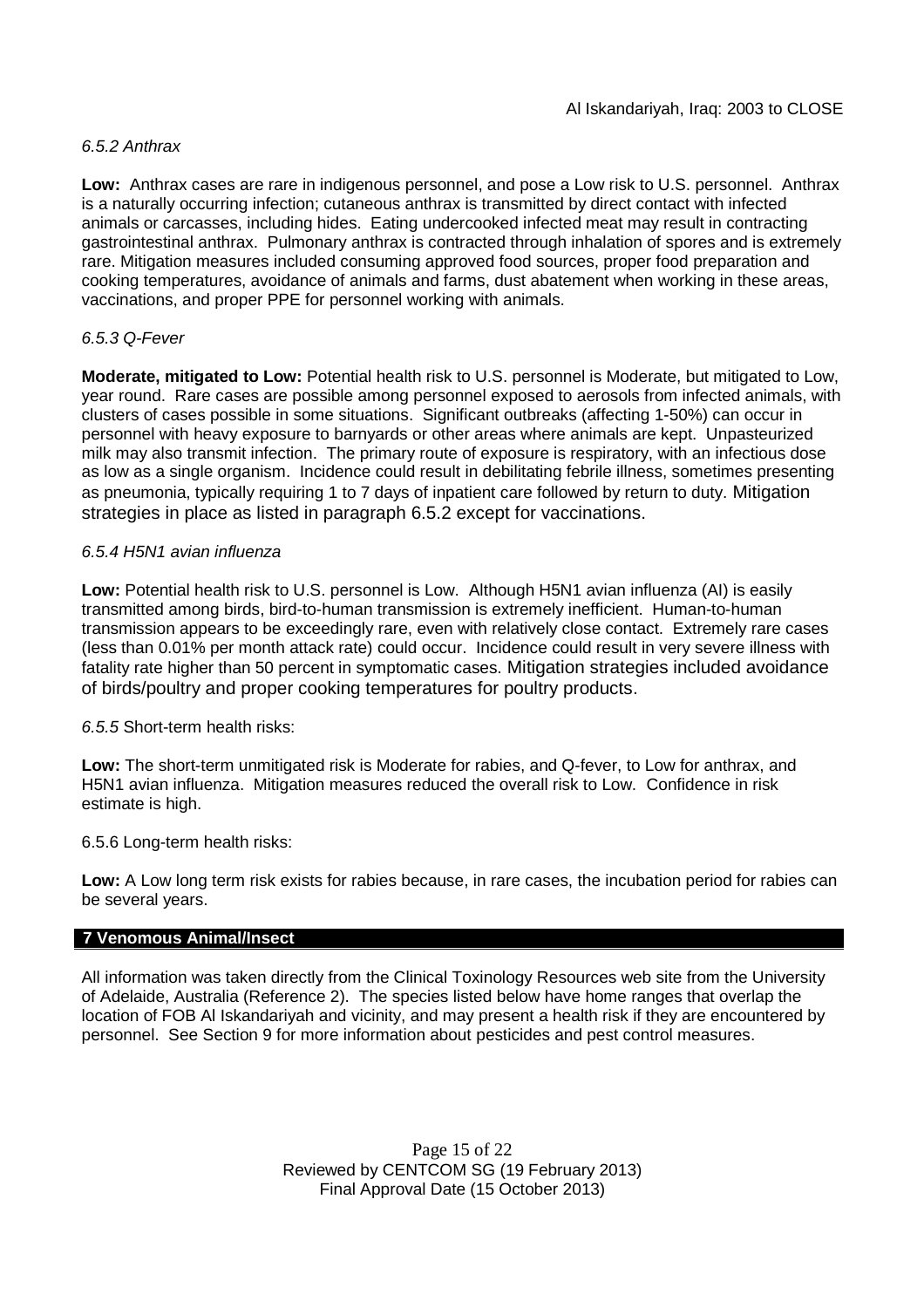*6.5.2 Anthrax*

**Low:** Anthrax cases are rare in indigenous personnel, and pose a Low risk to U.S. personnel. Anthrax is a naturally occurring infection; cutaneous anthrax is transmitted by direct contact with infected animals or carcasses, including hides. Eating undercooked infected meat may result in contracting gastrointestinal anthrax. Pulmonary anthrax is contracted through inhalation of spores and is extremely rare. Mitigation measures included consuming approved food sources, proper food preparation and cooking temperatures, avoidance of animals and farms, dust abatement when working in these areas, vaccinations, and proper PPE for personnel working with animals.

*6.5.3 Q-Fever*

**Moderate, mitigated to Low:** Potential health risk to U.S. personnel is Moderate, but mitigated to Low, year round. Rare cases are possible among personnel exposed to aerosols from infected animals, with clusters of cases possible in some situations. Significant outbreaks (affecting 1-50%) can occur in personnel with heavy exposure to barnyards or other areas where animals are kept. Unpasteurized milk may also transmit infection. The primary route of exposure is respiratory, with an infectious dose as low as a single organism. Incidence could result in debilitating febrile illness, sometimes presenting as pneumonia, typically requiring 1 to 7 days of inpatient care followed by return to duty. Mitigation strategies in place as listed in paragraph 6.5.2 except for vaccinations.

*6.5.4 H5N1 avian influenza*

**Low:** Potential health risk to U.S. personnel is Low. Although H5N1 avian influenza (AI) is easily transmitted among birds, bird-to-human transmission is extremely inefficient. Human-to-human transmission appears to be exceedingly rare, even with relatively close contact. Extremely rare cases (less than 0.01% per month attack rate) could occur. Incidence could result in very severe illness with fatality rate higher than 50 percent in symptomatic cases. Mitigation strategies included avoidance of birds/poultry and proper cooking temperatures for poultry products.

*6.5.5* Short-term health risks:

**Low:** The short-term unmitigated risk is Moderate for rabies, and Q-fever, to Low for anthrax, and H5N1 avian influenza. Mitigation measures reduced the overall risk to Low. Confidence in risk estimate is high.

6.5.6 Long-term health risks:

**Low:** A Low long term risk exists for rabies because, in rare cases, the incubation period for rabies can be several years.

## 7 Venomous Animal/Insect

All information was taken directly from the Clinical Toxinology Resources web site from the University of Adelaide, Australia (Reference 2). The species listed below have home ranges that overlap the location of FOB Al Iskandariyah and vicinity, and may present a health risk if they are encountered by personnel. See Section 9 for more information about pesticides and pest control measures.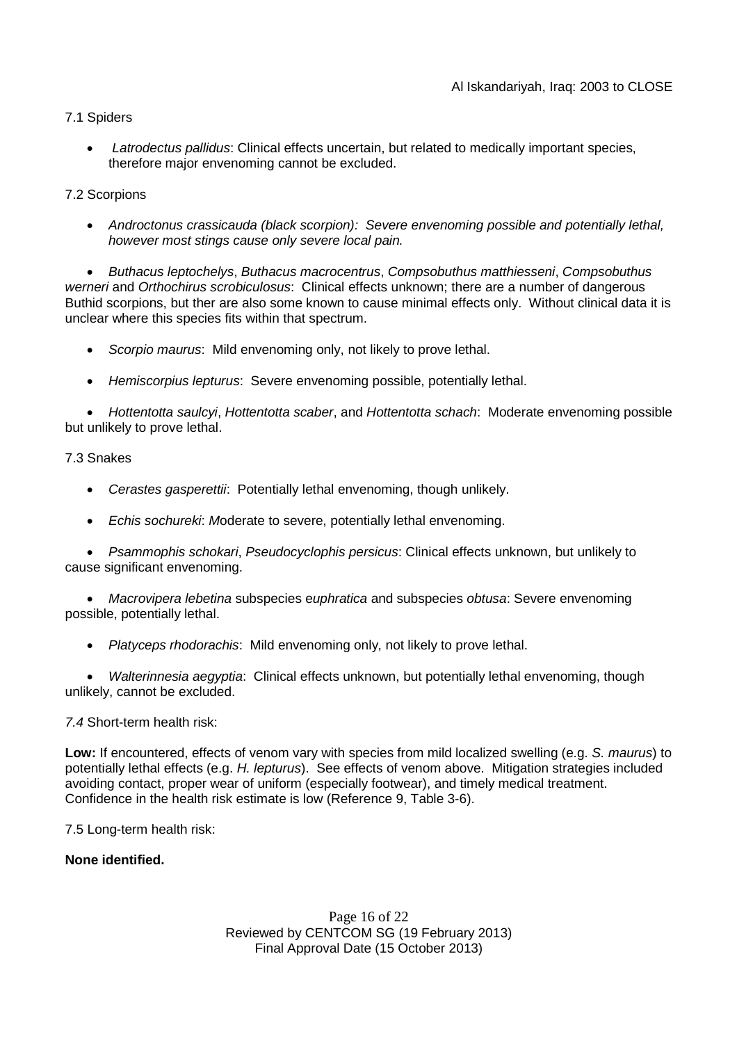7.1 Spiders

- *Latrodectus pallidus*: Clinical effects uncertain, but related to medically important species, therefore major envenoming cannot be excluded.

7.2 Scorpions

- *Androctonus crassicauda (black scorpion): Severe envenoming possible and potentially lethal, however most stings cause only severe local pain.*
- *Buthacus leptochelys*, *Buthacus macrocentrus*, *Compsobuthus matthiesseni*, *Compsobuthus werneri* and *Orthochirus scrobiculosus*: Clinical effects unknown; there are a number of dangerous Buthid scorpions, but ther are also some known to cause minimal effects only. Without clinical data it is unclear where this species fits within that spectrum.
- *Scorpio maurus*: Mild envenoming only, not likely to prove lethal.
- *Hemiscorpius lepturus*: Severe envenoming possible, potentially lethal.
- *Hottentotta saulcyi*, *Hottentotta scaber*, and *Hottentotta schach*: Moderate envenoming possible but unlikely to prove lethal.

7.3 Snakes

- *Cerastes gasperettii*: Potentially lethal envenoming, though unlikely.
- *Echis sochureki*: *M*oderate to severe, potentially lethal envenoming.
- *Psammophis schokari*, *Pseudocyclophis persicus*: Clinical effects unknown, but unlikely to cause significant envenoming.
- *Macrovipera lebetina* subspecies e*uphratica* and subspecies *obtusa*: Severe envenoming possible, potentially lethal.
- *Platyceps rhodorachis*: Mild envenoming only, not likely to prove lethal.
- *Walterinnesia aegyptia*: Clinical effects unknown, but potentially lethal envenoming, though unlikely, cannot be excluded.

*7.4* Short-term health risk:

**Low:** If encountered, effects of venom vary with species from mild localized swelling (e.g. *S. maurus*) to potentially lethal effects (e.g. *H. lepturus*). See effects of venom above. Mitigation strategies included avoiding contact, proper wear of uniform (especially footwear), and timely medical treatment. Confidence in the health risk estimate is low (Reference 9, Table 3-6).

7.5 Long-term health risk:

**None identified.**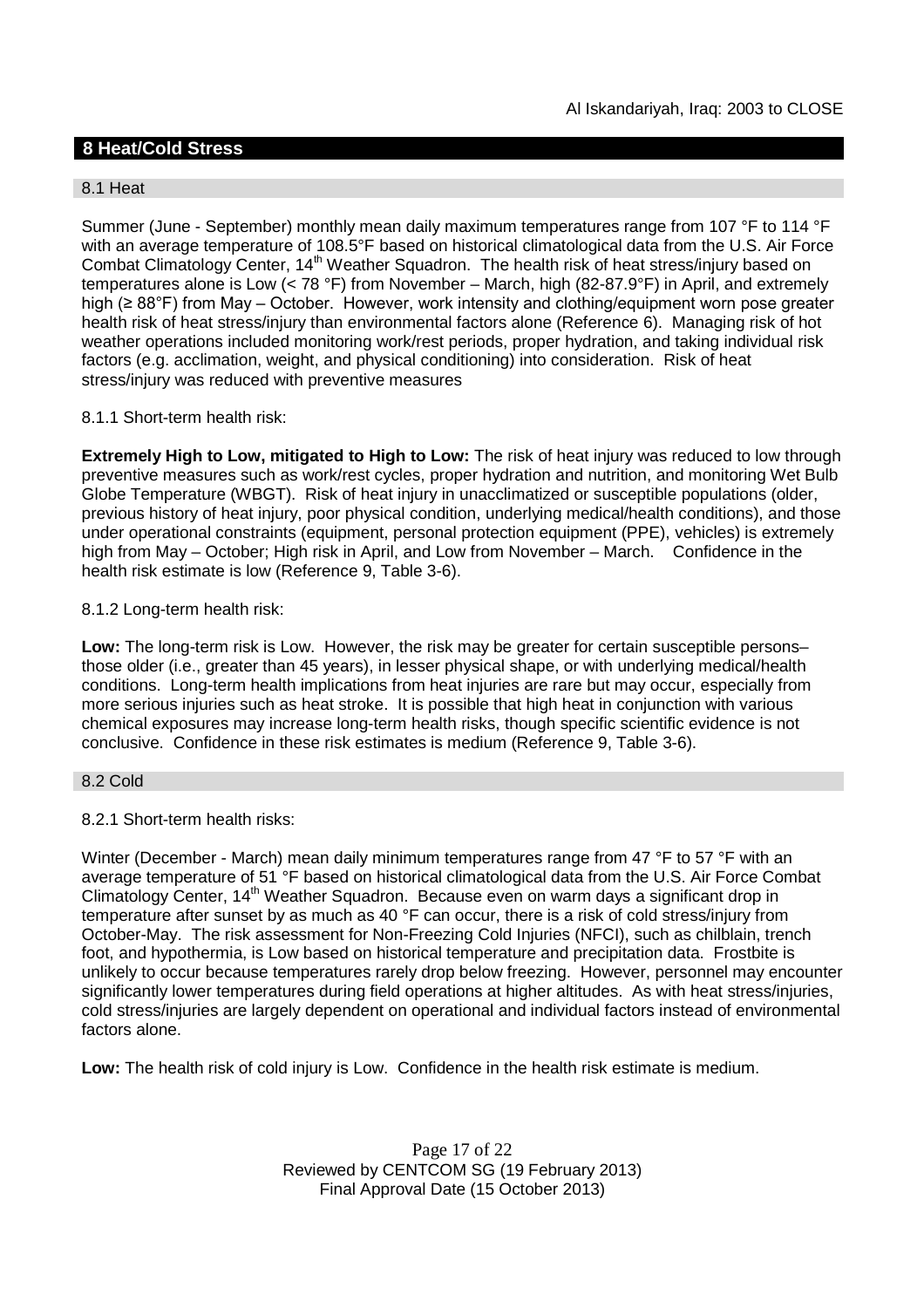## 8 Heat/Cold Stress

### 8.1 Heat

Summer (June - September) monthly mean daily maximum temperatures range from 107 °F to 114 °F with an average temperature of 108.5°F based on historical climatological data from the U.S. Air Force Combat Climatology Center, 14th Weather Squadron. The health risk of heat stress/injury based on temperatures alone is Low (< 78 °F) from November – March, high (82-87.9°F) in April, and extremely high (≥ 88°F) from May – October. However, work intensity and clothing/equipment worn pose greater health risk of heat stress/injury than environmental factors alone (Reference 6). Managing risk of hot weather operations included monitoring work/rest periods, proper hydration, and taking individual risk factors (e.g. acclimation, weight, and physical conditioning) into consideration. Risk of heat stress/injury was reduced with preventive measures

8.1.1 Short-term health risk:

**Extremely High to Low, mitigated to High to Low:** The risk of heat injury was reduced to low through preventive measures such as work/rest cycles, proper hydration and nutrition, and monitoring Wet Bulb Globe Temperature (WBGT). Risk of heat injury in unacclimatized or susceptible populations (older, previous history of heat injury, poor physical condition, underlying medical/health conditions), and those under operational constraints (equipment, personal protection equipment (PPE), vehicles) is extremely high from May – October; High risk in April, and Low from November – March. Confidence in the health risk estimate is low (Reference 9, Table 3-6).

8.1.2 Long-term health risk:

**Low:** The long-term risk is Low. However, the risk may be greater for certain susceptible persons– those older (i.e., greater than 45 years), in lesser physical shape, or with underlying medical/health conditions. Long-term health implications from heat injuries are rare but may occur, especially from more serious injuries such as heat stroke. It is possible that high heat in conjunction with various chemical exposures may increase long-term health risks, though specific scientific evidence is not conclusive. Confidence in these risk estimates is medium (Reference 9, Table 3-6).

### 8.2 Cold

8.2.1 Short-term health risks:

Winter (December - March) mean daily minimum temperatures range from 47 °F to 57 °F with an average temperature of 51 °F based on historical climatological data from the U.S. Air Force Combat Climatology Center, 14th Weather Squadron. Because even on warm days a significant drop in temperature after sunset by as much as 40 °F can occur, there is a risk of cold stress/injury from October-May. The risk assessment for Non-Freezing Cold Injuries (NFCI), such as chilblain, trench foot, and hypothermia, is Low based on historical temperature and precipitation data. Frostbite is unlikely to occur because temperatures rarely drop below freezing. However, personnel may encounter significantly lower temperatures during field operations at higher altitudes. As with heat stress/injuries, cold stress/injuries are largely dependent on operational and individual factors instead of environmental factors alone.

**Low:** The health risk of cold injury is Low. Confidence in the health risk estimate is medium.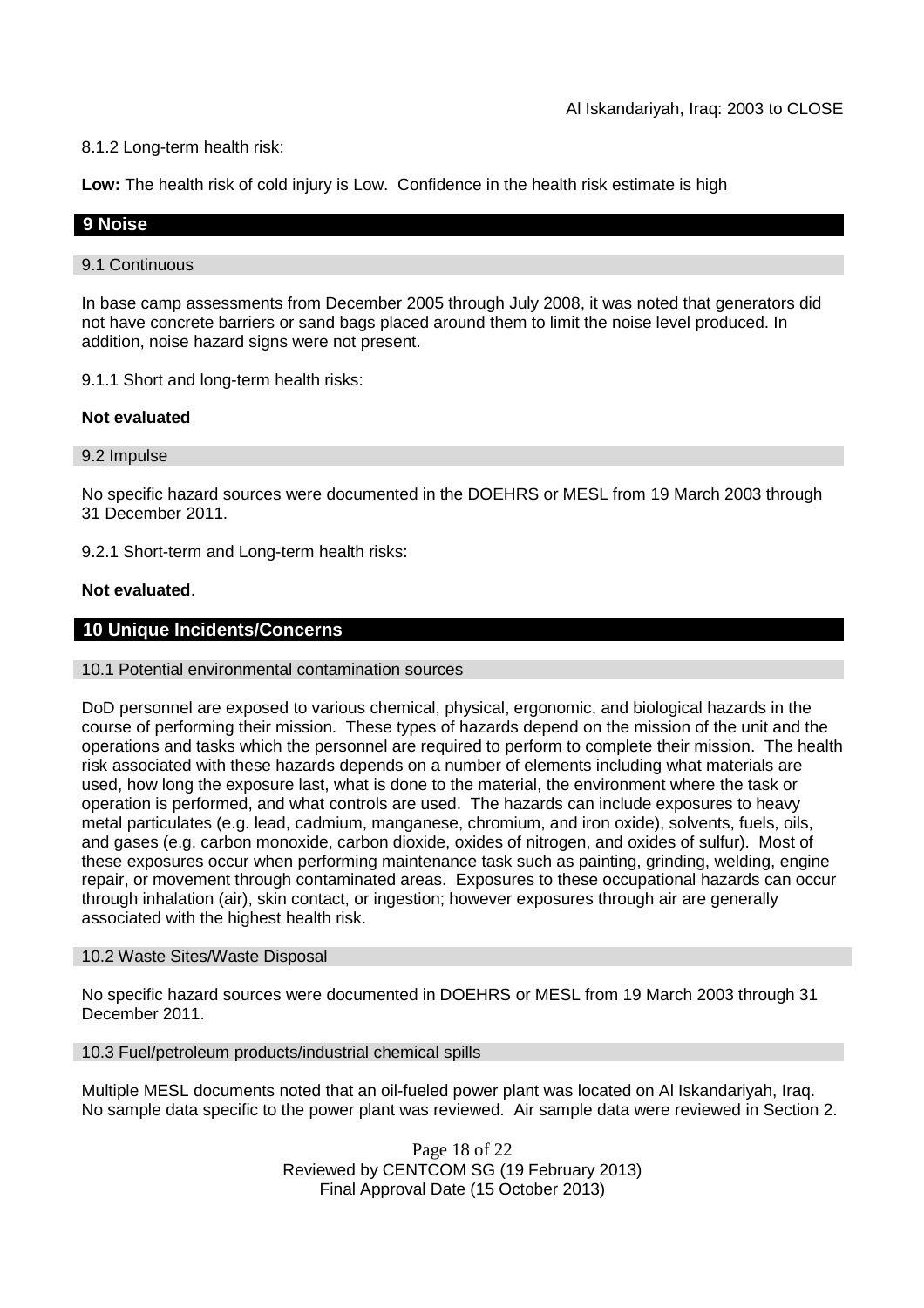8.1.2 Long-term health risk:

**Low:** The health risk of cold injury is Low. Confidence in the health risk estimate is high

## 9 Noise

### 9.1 Continuous

In base camp assessments from December 2005 through July 2008, it was noted that generators did not have concrete barriers or sand bags placed around them to limit the noise level produced. In addition, noise hazard signs were not present.

9.1.1 Short and long-term health risks:

**Not evaluated**

### 9.2 Impulse

No specific hazard sources were documented in the DOEHRS or MESL from 19 March 2003 through 31 December 2011.

9.2.1 Short-term and Long-term health risks:

**Not evaluated**.

## 10 Unique Incidents/Concerns

### 10.1 Potential environmental contamination sources

DoD personnel are exposed to various chemical, physical, ergonomic, and biological hazards in the course of performing their mission. These types of hazards depend on the mission of the unit and the operations and tasks which the personnel are required to perform to complete their mission. The health risk associated with these hazards depends on a number of elements including what materials are used, how long the exposure last, what is done to the material, the environment where the task or operation is performed, and what controls are used. The hazards can include exposures to heavy metal particulates (e.g. lead, cadmium, manganese, chromium, and iron oxide), solvents, fuels, oils, and gases (e.g. carbon monoxide, carbon dioxide, oxides of nitrogen, and oxides of sulfur). Most of these exposures occur when performing maintenance task such as painting, grinding, welding, engine repair, or movement through contaminated areas. Exposures to these occupational hazards can occur through inhalation (air), skin contact, or ingestion; however exposures through air are generally associated with the highest health risk.

### 10.2 Waste Sites/Waste Disposal

No specific hazard sources were documented in DOEHRS or MESL from 19 March 2003 through 31 December 2011.

### 10.3 Fuel/petroleum products/industrial chemical spills

Multiple MESL documents noted that an oil-fueled power plant was located on Al Iskandariyah, Iraq. No sample data specific to the power plant was reviewed. Air sample data were reviewed in Section 2.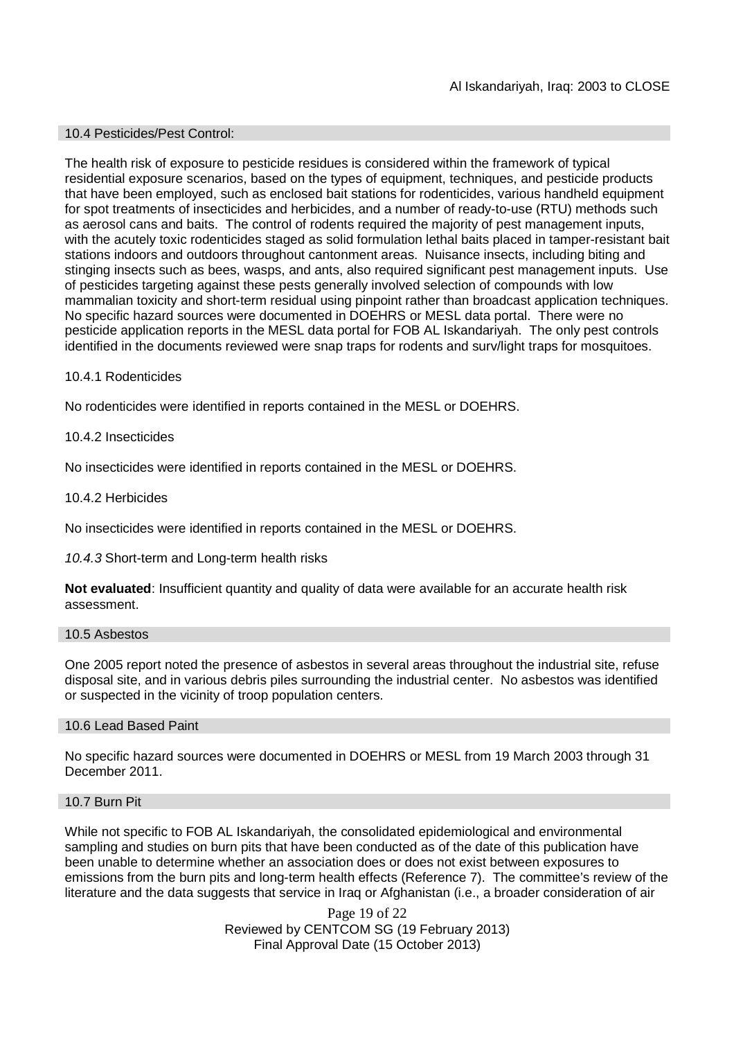### 10.4 Pesticides/Pest Control:

The health risk of exposure to pesticide residues is considered within the framework of typical residential exposure scenarios, based on the types of equipment, techniques, and pesticide products that have been employed, such as enclosed bait stations for rodenticides, various handheld equipment for spot treatments of insecticides and herbicides, and a number of ready-to-use (RTU) methods such as aerosol cans and baits. The control of rodents required the majority of pest management inputs, with the acutely toxic rodenticides staged as solid formulation lethal baits placed in tamper-resistant bait stations indoors and outdoors throughout cantonment areas. Nuisance insects, including biting and stinging insects such as bees, wasps, and ants, also required significant pest management inputs. Use of pesticides targeting against these pests generally involved selection of compounds with low mammalian toxicity and short-term residual using pinpoint rather than broadcast application techniques. No specific hazard sources were documented in DOEHRS or MESL data portal. There were no pesticide application reports in the MESL data portal for FOB AL Iskandariyah. The only pest controls identified in the documents reviewed were snap traps for rodents and surv/light traps for mosquitoes.

#### 10.4.1 Rodenticides

No rodenticides were identified in reports contained in the MESL or DOEHRS.

#### 10.4.2 Insecticides

No insecticides were identified in reports contained in the MESL or DOEHRS.

#### 10.4.2 Herbicides

No insecticides were identified in reports contained in the MESL or DOEHRS.

#### *10.4.3* Short-term and Long-term health risks

**Not evaluated**: Insufficient quantity and quality of data were available for an accurate health risk assessment.

### 10.5 Asbestos

One 2005 report noted the presence of asbestos in several areas throughout the industrial site, refuse disposal site, and in various debris piles surrounding the industrial center. No asbestos was identified or suspected in the vicinity of troop population centers.

### 10.6 Lead Based Paint

No specific hazard sources were documented in DOEHRS or MESL from 19 March 2003 through 31 December 2011.

### 10.7 Burn Pit

While not specific to FOB AL Iskandariyah, the consolidated epidemiological and environmental sampling and studies on burn pits that have been conducted as of the date of this publication have been unable to determine whether an association does or does not exist between exposures to emissions from the burn pits and long-term health effects (Reference 7). The committee's review of the literature and the data suggests that service in Iraq or Afghanistan (i.e., a broader consideration of air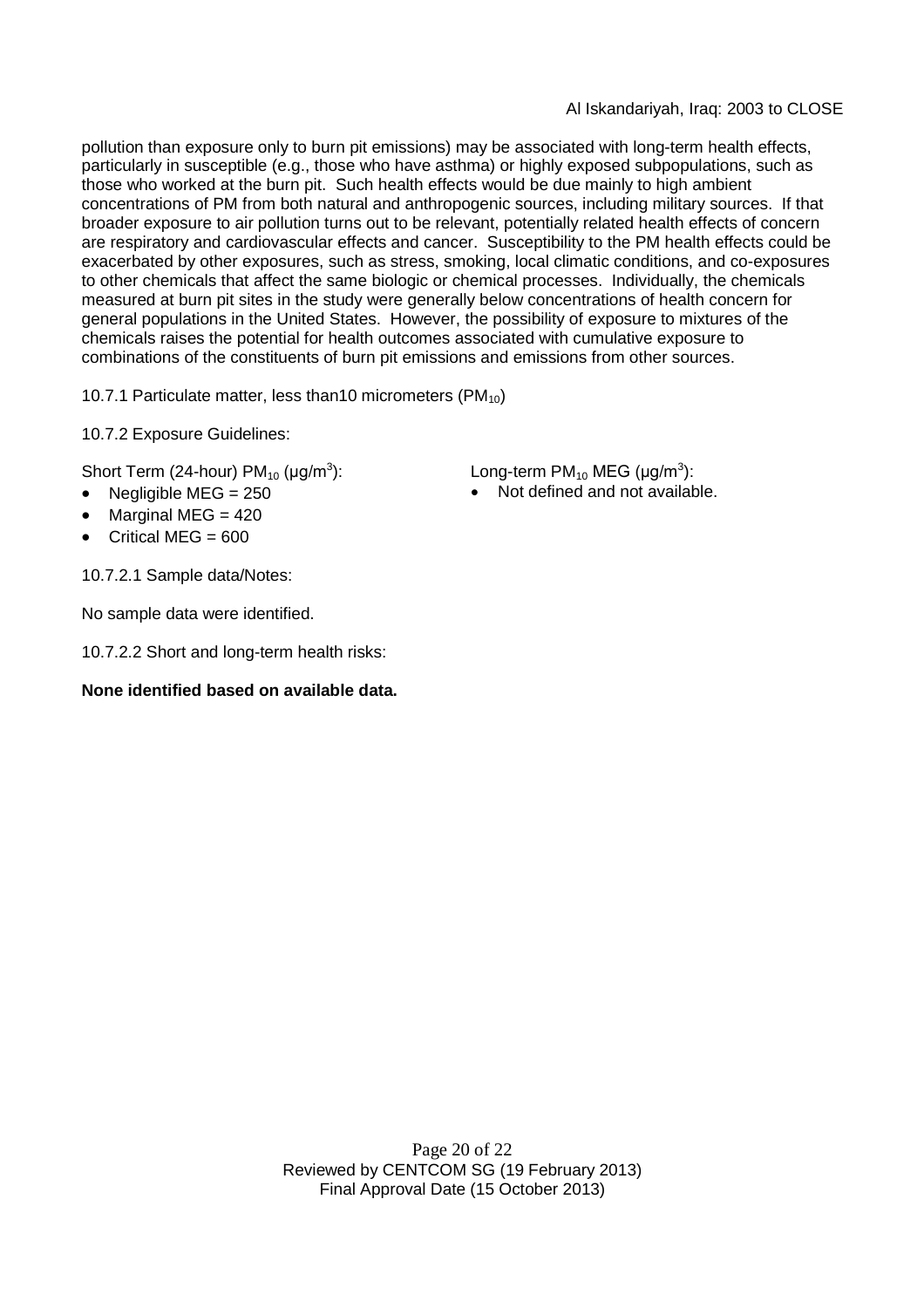pollution than exposure only to burn pit emissions) may be associated with long-term health effects, particularly in susceptible (e.g., those who have asthma) or highly exposed subpopulations, such as those who worked at the burn pit. Such health effects would be due mainly to high ambient concentrations of PM from both natural and anthropogenic sources, including military sources. If that broader exposure to air pollution turns out to be relevant, potentially related health effects of concern are respiratory and cardiovascular effects and cancer. Susceptibility to the PM health effects could be exacerbated by other exposures, such as stress, smoking, local climatic conditions, and co-exposures to other chemicals that affect the same biologic or chemical processes. Individually, the chemicals measured at burn pit sites in the study were generally below concentrations of health concern for general populations in the United States. However, the possibility of exposure to mixtures of the chemicals raises the potential for health outcomes associated with cumulative exposure to combinations of the constituents of burn pit emissions and emissions from other sources.

10.7.1 Particulate matter, less than10 micrometers ($PM_{10}$)

10.7.2 Exposure Guidelines:

Short Term (24-hour) $PM_{10}$ (μg/m$^3$):

- Negligible MEG = 250
- Marginal MEG = 420
- Critical MEG = 600

Long-term $PM_{10}$ MEG (μg/m$^3$):

- Not defined and not available.

10.7.2.1 Sample data/Notes:

No sample data were identified.

10.7.2.2 Short and long-term health risks:

**None identified based on available data.**

Reviewed by CENTCOM SG (19 February 2013)
Final Approval Date (15 October 2013)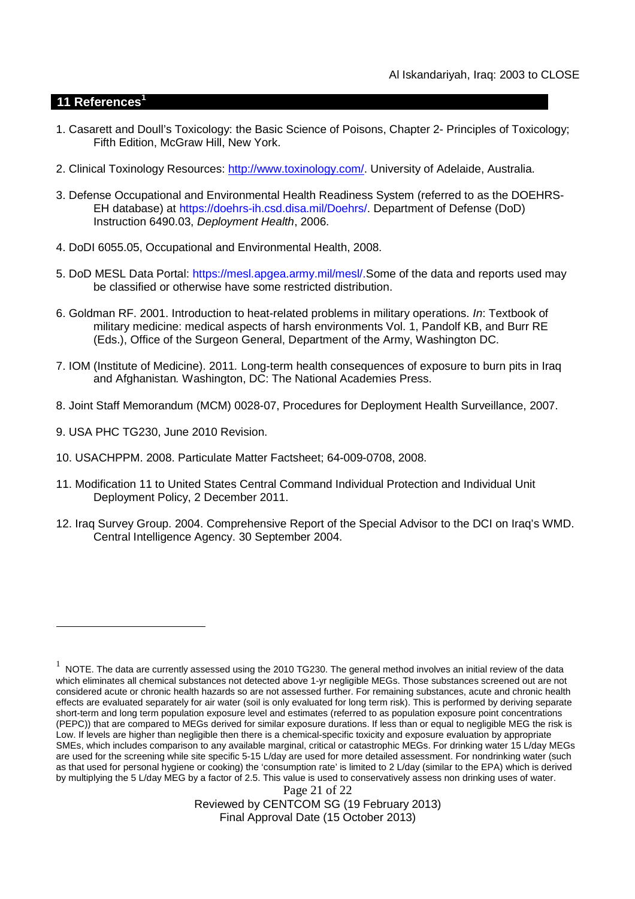## 11 References[1]

1. Casarett and Doull's Toxicology: the Basic Science of Poisons, Chapter 2- Principles of Toxicology; Fifth Edition, McGraw Hill, New York.

2. Clinical Toxinology Resources: http://www.toxinology.com/. University of Adelaide, Australia.

3. Defense Occupational and Environmental Health Readiness System (referred to as the DOEHRS-EH database) at https://doehrs-ih.csd.disa.mil/Doehrs/. Department of Defense (DoD) Instruction 6490.03, *Deployment Health*, 2006.

4. DoDI 6055.05, Occupational and Environmental Health, 2008.

5. DoD MESL Data Portal: https://mesl.apgea.army.mil/mesl/.Some of the data and reports used may be classified or otherwise have some restricted distribution.

6. Goldman RF. 2001. Introduction to heat-related problems in military operations. *In*: Textbook of military medicine: medical aspects of harsh environments Vol. 1, Pandolf KB, and Burr RE (Eds.), Office of the Surgeon General, Department of the Army, Washington DC.

7. IOM (Institute of Medicine). 2011*.* Long-term health consequences of exposure to burn pits in Iraq and Afghanistan*.* Washington, DC: The National Academies Press.

8. Joint Staff Memorandum (MCM) 0028-07, Procedures for Deployment Health Surveillance, 2007.

9. USA PHC TG230, June 2010 Revision.

10. USACHPPM. 2008. Particulate Matter Factsheet; 64-009-0708, 2008.

11. Modification 11 to United States Central Command Individual Protection and Individual Unit Deployment Policy, 2 December 2011.

12. Iraq Survey Group. 2004. Comprehensive Report of the Special Advisor to the DCI on Iraq's WMD. Central Intelligence Agency. 30 September 2004.

---

[1] NOTE. The data are currently assessed using the 2010 TG230. The general method involves an initial review of the data which eliminates all chemical substances not detected above 1-yr negligible MEGs. Those substances screened out are not considered acute or chronic health hazards so are not assessed further. For remaining substances, acute and chronic health effects are evaluated separately for air water (soil is only evaluated for long term risk). This is performed by deriving separate short-term and long term population exposure level and estimates (referred to as population exposure point concentrations (PEPC)) that are compared to MEGs derived for similar exposure durations. If less than or equal to negligible MEG the risk is Low. If levels are higher than negligible then there is a chemical-specific toxicity and exposure evaluation by appropriate SMEs, which includes comparison to any available marginal, critical or catastrophic MEGs. For drinking water 15 L/day MEGs are used for the screening while site specific 5-15 L/day are used for more detailed assessment. For nondrinking water (such as that used for personal hygiene or cooking) the 'consumption rate' is limited to 2 L/day (similar to the EPA) which is derived by multiplying the 5 L/day MEG by a factor of 2.5. This value is used to conservatively assess non drinking uses of water.

Reviewed by CENTCOM SG (19 February 2013)
Final Approval Date (15 October 2013)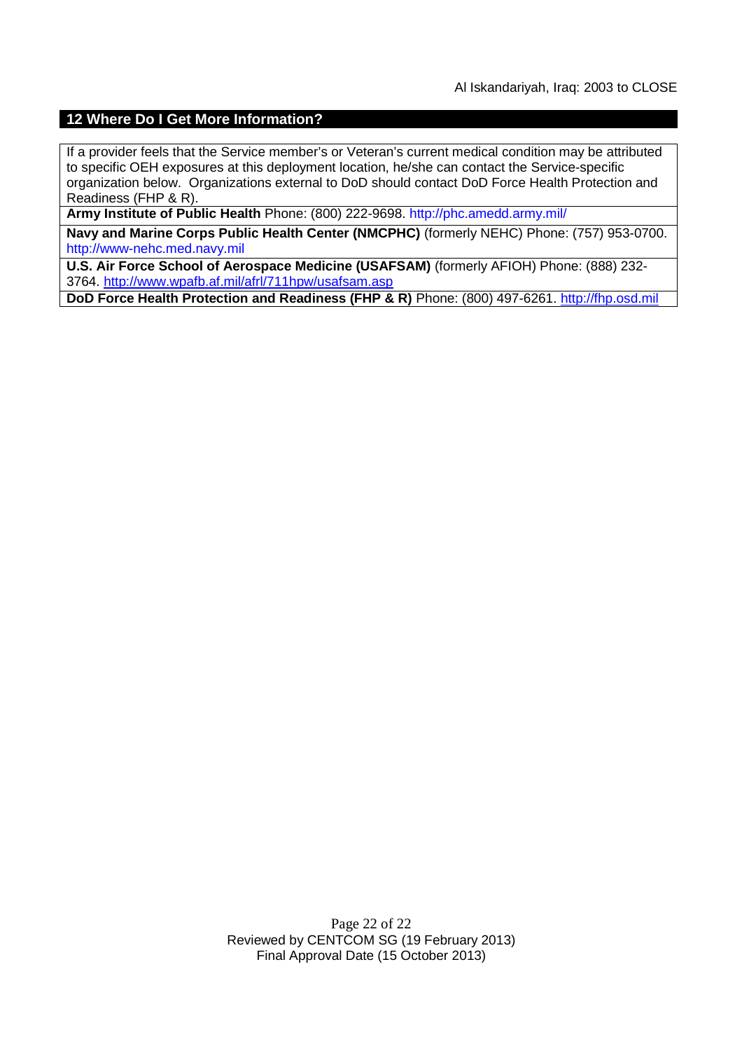## 12 Where Do I Get More Information?

If a provider feels that the Service member's or Veteran's current medical condition may be attributed to specific OEH exposures at this deployment location, he/she can contact the Service-specific organization below. Organizations external to DoD should contact DoD Force Health Protection and Readiness (FHP & R).

**Army Institute of Public Health** Phone: (800) 222-9698. http://phc.amedd.army.mil/

**Navy and Marine Corps Public Health Center (NMCPHC)** (formerly NEHC) Phone: (757) 953-0700. http://www-nehc.med.navy.mil

**U.S. Air Force School of Aerospace Medicine (USAFSAM)** (formerly AFIOH) Phone: (888) 232-3764. http://www.wpafb.af.mil/afrl/711hpw/usafsam.asp

**DoD Force Health Protection and Readiness (FHP & R)** Phone: (800) 497-6261. http://fhp.osd.mil

Reviewed by CENTCOM SG (19 February 2013)
Final Approval Date (15 October 2013)